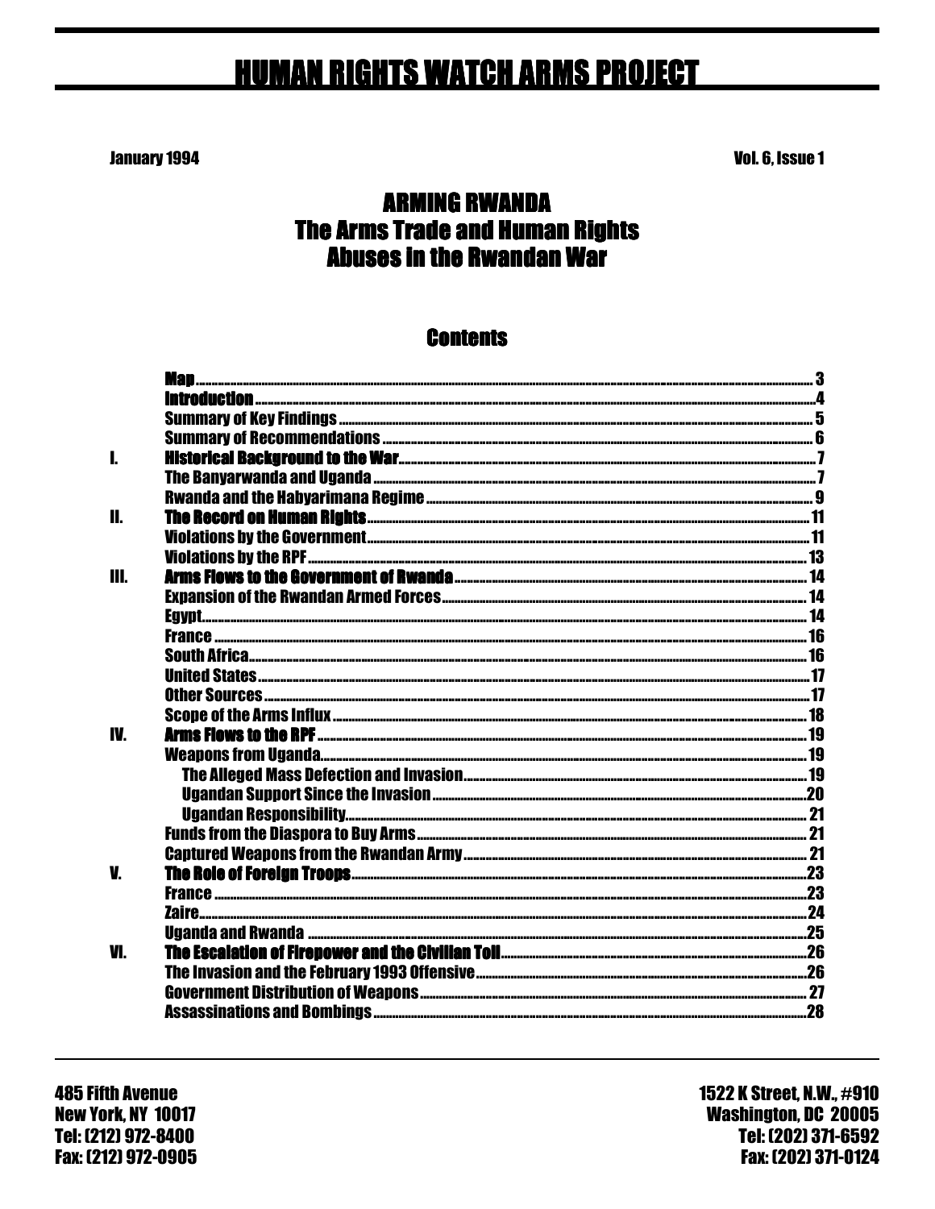# HUMAN RIGHTS WATCH ARMS PROJECT

January 1994

Vol. 6, Issue 1

## ARMING RWANDA
## The Arms Trade and Human Rights Abuses in the Rwandan War

### Contents

| | | |
|---|---|---|
| | Map | 3 |
| | Introduction | 4 |
| | Summary of Key Findings | 5 |
| | Summary of Recommendations | 6 |
| I. | Historical Background to the War | 7 |
| | The Banyarwanda and Uganda | 7 |
| | Rwanda and the Habyarimana Regime | 9 |
| II. | The Record on Human Rights | 11 |
| | Violations by the Government | 11 |
| | Violations by the RPF | 13 |
| III. | Arms Flows to the Government of Rwanda | 14 |
| | Expansion of the Rwandan Armed Forces | 14 |
| | Egypt | 14 |
| | France | 16 |
| | South Africa | 16 |
| | United States | 17 |
| | Other Sources | 17 |
| | Scope of the Arms Influx | 18 |
| IV. | Arms Flows to the RPF | 19 |
| | Weapons from Uganda | 19 |
| | The Alleged Mass Defection and Invasion | 19 |
| | Ugandan Support Since the Invasion | 20 |
| | Ugandan Responsibility | 21 |
| | Funds from the Diaspora to Buy Arms | 21 |
| | Captured Weapons from the Rwandan Army | 21 |
| V. | The Role of Foreign Troops | 23 |
| | France | 23 |
| | Zaire | 24 |
| | Uganda and Rwanda | 25 |
| VI. | The Escalation of Firepower and the Civilian Toll | 26 |
| | The Invasion and the February 1993 Offensive | 26 |
| | Government Distribution of Weapons | 27 |
| | Assassinations and Bombings | 28 |

485 Fifth Avenue
New York, NY 10017
Tel: (212) 972-8400
Fax: (212) 972-0905

1522 K Street, N.W., #910
Washington, DC 20005
Tel: (202) 371-6592
Fax: (202) 371-0124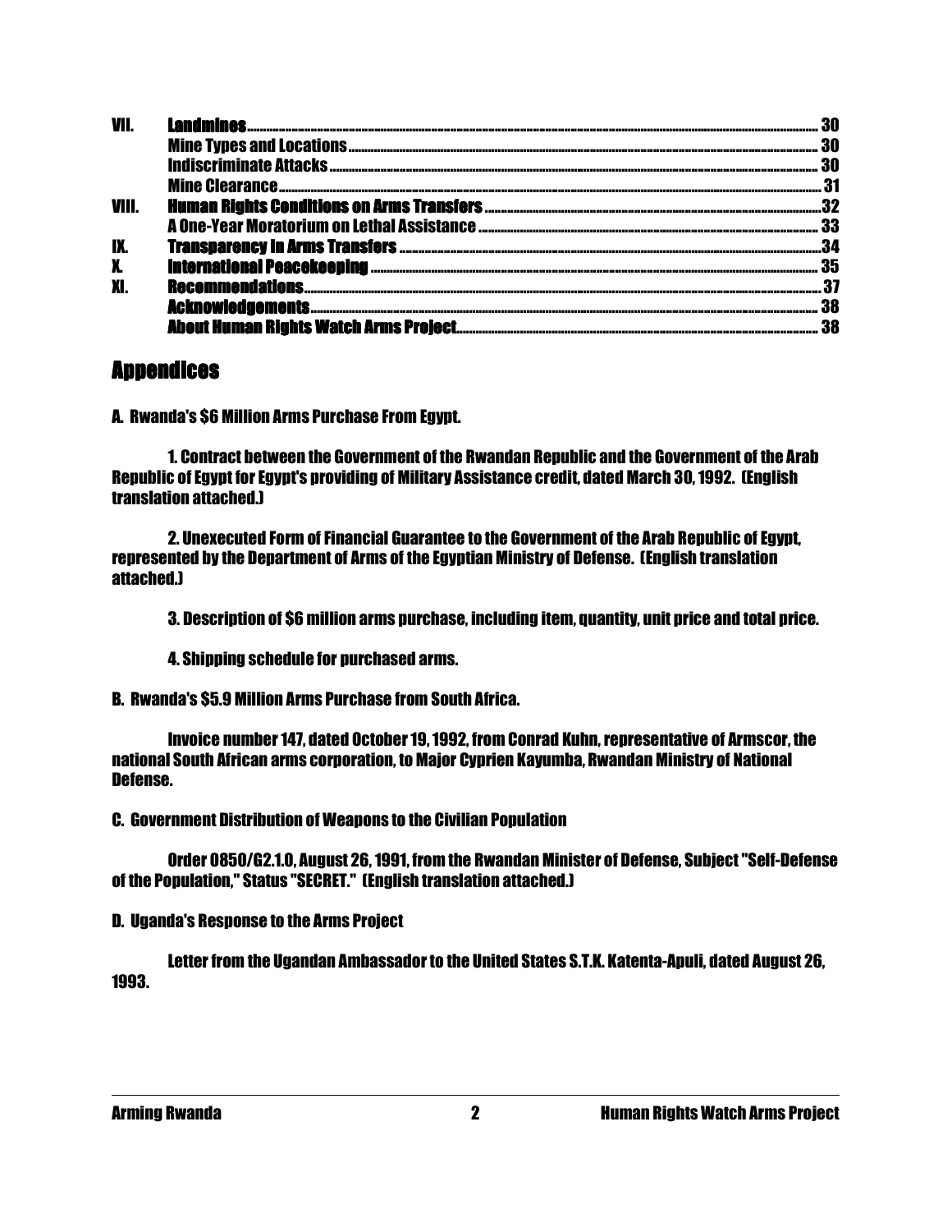| | | |
|---|---|---|
| VII. | Landmines | 30 |
| | Mine Types and Locations | 30 |
| | Indiscriminate Attacks | 30 |
| | Mine Clearance | 31 |
| VIII. | Human Rights Conditions on Arms Transfers | 32 |
| | A One-Year Moratorium on Lethal Assistance | 33 |
| IX. | Transparency in Arms Transfers | 34 |
| X. | International Peacekeeping | 35 |
| XI. | Recommendations | 37 |
| | Acknowledgements | 38 |
| | About Human Rights Watch Arms Project | 38 |

## Appendices

**A. Rwanda's $6 Million Arms Purchase From Egypt.**

1. Contract between the Government of the Rwandan Republic and the Government of the Arab Republic of Egypt for Egypt's providing of Military Assistance credit, dated March 30, 1992. (English translation attached.)

2. Unexecuted Form of Financial Guarantee to the Government of the Arab Republic of Egypt, represented by the Department of Arms of the Egyptian Ministry of Defense. (English translation attached.)

3. Description of $6 million arms purchase, including item, quantity, unit price and total price.

4. Shipping schedule for purchased arms.

**B. Rwanda's $5.9 Million Arms Purchase from South Africa.**

Invoice number 147, dated October 19, 1992, from Conrad Kuhn, representative of Armscor, the national South African arms corporation, to Major Cyprien Kayumba, Rwandan Ministry of National Defense.

**C. Government Distribution of Weapons to the Civilian Population**

Order 0850/G2.1.0, August 26, 1991, from the Rwandan Minister of Defense, Subject "Self-Defense of the Population," Status "SECRET." (English translation attached.)

**D. Uganda's Response to the Arms Project**

Letter from the Ugandan Ambassador to the United States S.T.K. Katenta-Apuli, dated August 26, 1993.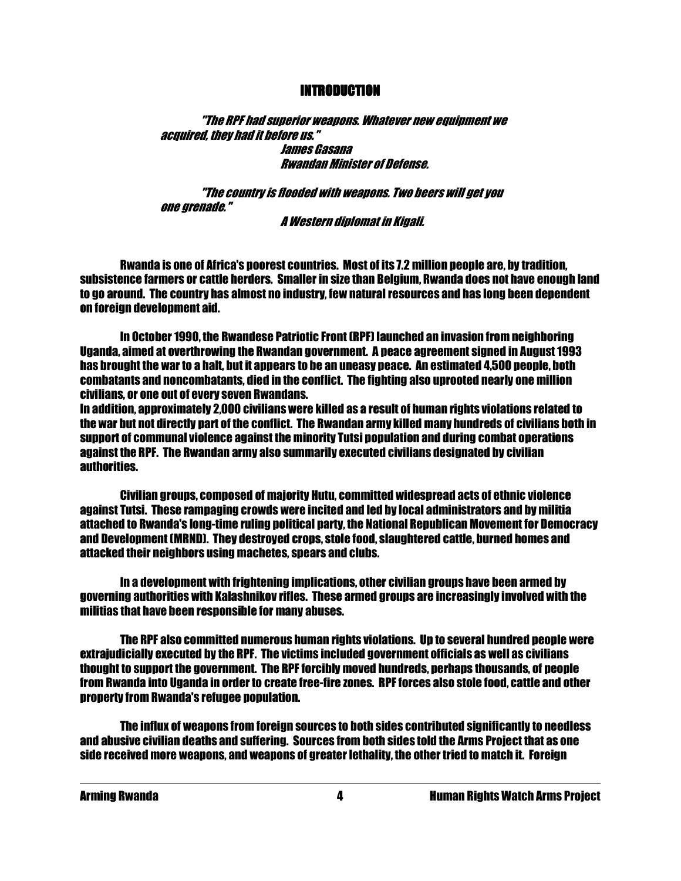# INTRODUCTION

> *"The RPF had superior weapons. Whatever new equipment we acquired, they had it before us."*
>
> *James Gasana*
> *Rwandan Minister of Defense.*

> *"The country is flooded with weapons. Two beers will get you one grenade."*
>
> *A Western diplomat in Kigali.*

Rwanda is one of Africa's poorest countries. Most of its 7.2 million people are, by tradition, subsistence farmers or cattle herders. Smaller in size than Belgium, Rwanda does not have enough land to go around. The country has almost no industry, few natural resources and has long been dependent on foreign development aid.

In October 1990, the Rwandese Patriotic Front (RPF) launched an invasion from neighboring Uganda, aimed at overthrowing the Rwandan government. A peace agreement signed in August 1993 has brought the war to a halt, but it appears to be an uneasy peace. An estimated 4,500 people, both combatants and noncombatants, died in the conflict. The fighting also uprooted nearly one million civilians, or one out of every seven Rwandans.

In addition, approximately 2,000 civilians were killed as a result of human rights violations related to the war but not directly part of the conflict. The Rwandan army killed many hundreds of civilians both in support of communal violence against the minority Tutsi population and during combat operations against the RPF. The Rwandan army also summarily executed civilians designated by civilian authorities.

Civilian groups, composed of majority Hutu, committed widespread acts of ethnic violence against Tutsi. These rampaging crowds were incited and led by local administrators and by militia attached to Rwanda's long-time ruling political party, the National Republican Movement for Democracy and Development (MRND). They destroyed crops, stole food, slaughtered cattle, burned homes and attacked their neighbors using machetes, spears and clubs.

In a development with frightening implications, other civilian groups have been armed by governing authorities with Kalashnikov rifles. These armed groups are increasingly involved with the militias that have been responsible for many abuses.

The RPF also committed numerous human rights violations. Up to several hundred people were extrajudicially executed by the RPF. The victims included government officials as well as civilians thought to support the government. The RPF forcibly moved hundreds, perhaps thousands, of people from Rwanda into Uganda in order to create free-fire zones. RPF forces also stole food, cattle and other property from Rwanda's refugee population.

The influx of weapons from foreign sources to both sides contributed significantly to needless and abusive civilian deaths and suffering. Sources from both sides told the Arms Project that as one side received more weapons, and weapons of greater lethality, the other tried to match it. Foreign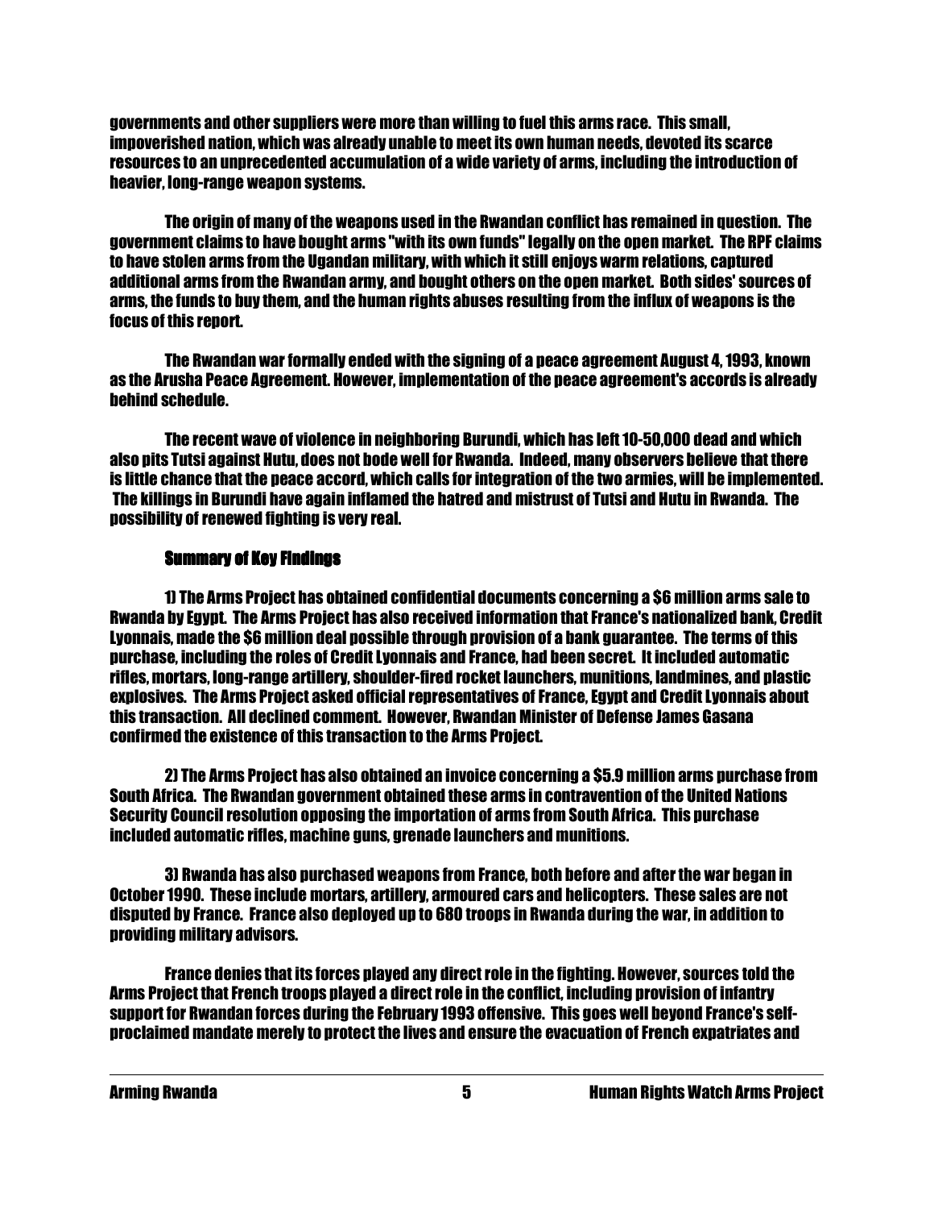governments and other suppliers were more than willing to fuel this arms race. This small, impoverished nation, which was already unable to meet its own human needs, devoted its scarce resources to an unprecedented accumulation of a wide variety of arms, including the introduction of heavier, long-range weapon systems.

The origin of many of the weapons used in the Rwandan conflict has remained in question. The government claims to have bought arms "with its own funds" legally on the open market. The RPF claims to have stolen arms from the Ugandan military, with which it still enjoys warm relations, captured additional arms from the Rwandan army, and bought others on the open market. Both sides' sources of arms, the funds to buy them, and the human rights abuses resulting from the influx of weapons is the focus of this report.

The Rwandan war formally ended with the signing of a peace agreement August 4, 1993, known as the Arusha Peace Agreement. However, implementation of the peace agreement's accords is already behind schedule.

The recent wave of violence in neighboring Burundi, which has left 10-50,000 dead and which also pits Tutsi against Hutu, does not bode well for Rwanda. Indeed, many observers believe that there is little chance that the peace accord, which calls for integration of the two armies, will be implemented. The killings in Burundi have again inflamed the hatred and mistrust of Tutsi and Hutu in Rwanda. The possibility of renewed fighting is very real.

## Summary of Key Findings

1) The Arms Project has obtained confidential documents concerning a $6 million arms sale to Rwanda by Egypt. The Arms Project has also received information that France's nationalized bank, Credit Lyonnais, made the $6 million deal possible through provision of a bank guarantee. The terms of this purchase, including the roles of Credit Lyonnais and France, had been secret. It included automatic rifles, mortars, long-range artillery, shoulder-fired rocket launchers, munitions, landmines, and plastic explosives. The Arms Project asked official representatives of France, Egypt and Credit Lyonnais about this transaction. All declined comment. However, Rwandan Minister of Defense James Gasana confirmed the existence of this transaction to the Arms Project.

2) The Arms Project has also obtained an invoice concerning a $5.9 million arms purchase from South Africa. The Rwandan government obtained these arms in contravention of the United Nations Security Council resolution opposing the importation of arms from South Africa. This purchase included automatic rifles, machine guns, grenade launchers and munitions.

3) Rwanda has also purchased weapons from France, both before and after the war began in October 1990. These include mortars, artillery, armoured cars and helicopters. These sales are not disputed by France. France also deployed up to 680 troops in Rwanda during the war, in addition to providing military advisors.

France denies that its forces played any direct role in the fighting. However, sources told the Arms Project that French troops played a direct role in the conflict, including provision of infantry support for Rwandan forces during the February 1993 offensive. This goes well beyond France's self-proclaimed mandate merely to protect the lives and ensure the evacuation of French expatriates and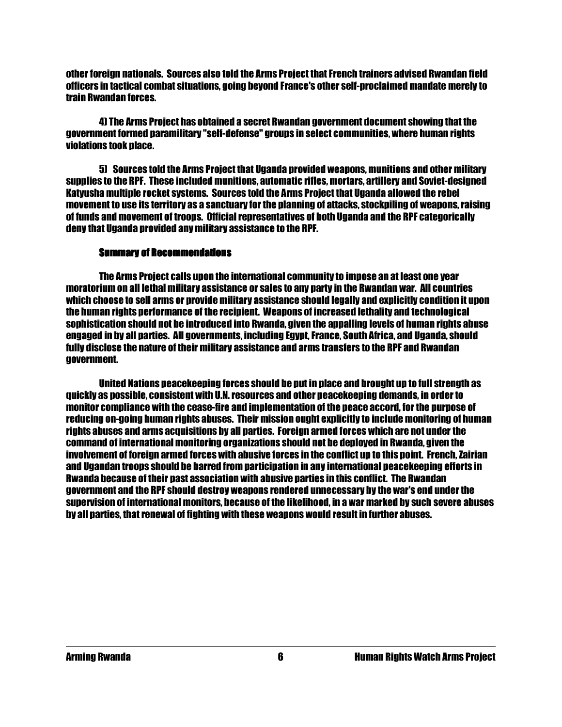other foreign nationals. Sources also told the Arms Project that French trainers advised Rwandan field officers in tactical combat situations, going beyond France's other self-proclaimed mandate merely to train Rwandan forces.

4) The Arms Project has obtained a secret Rwandan government document showing that the government formed paramilitary "self-defense" groups in select communities, where human rights violations took place.

5) Sources told the Arms Project that Uganda provided weapons, munitions and other military supplies to the RPF. These included munitions, automatic rifles, mortars, artillery and Soviet-designed Katyusha multiple rocket systems. Sources told the Arms Project that Uganda allowed the rebel movement to use its territory as a sanctuary for the planning of attacks, stockpiling of weapons, raising of funds and movement of troops. Official representatives of both Uganda and the RPF categorically deny that Uganda provided any military assistance to the RPF.

## Summary of Recommendations

The Arms Project calls upon the international community to impose an at least one year moratorium on all lethal military assistance or sales to any party in the Rwandan war. All countries which choose to sell arms or provide military assistance should legally and explicitly condition it upon the human rights performance of the recipient. Weapons of increased lethality and technological sophistication should not be introduced into Rwanda, given the appalling levels of human rights abuse engaged in by all parties. All governments, including Egypt, France, South Africa, and Uganda, should fully disclose the nature of their military assistance and arms transfers to the RPF and Rwandan government.

United Nations peacekeeping forces should be put in place and brought up to full strength as quickly as possible, consistent with U.N. resources and other peacekeeping demands, in order to monitor compliance with the cease-fire and implementation of the peace accord, for the purpose of reducing on-going human rights abuses. Their mission ought explicitly to include monitoring of human rights abuses and arms acquisitions by all parties. Foreign armed forces which are not under the command of international monitoring organizations should not be deployed in Rwanda, given the involvement of foreign armed forces with abusive forces in the conflict up to this point. French, Zairian and Ugandan troops should be barred from participation in any international peacekeeping efforts in Rwanda because of their past association with abusive parties in this conflict. The Rwandan government and the RPF should destroy weapons rendered unnecessary by the war's end under the supervision of international monitors, because of the likelihood, in a war marked by such severe abuses by all parties, that renewal of fighting with these weapons would result in further abuses.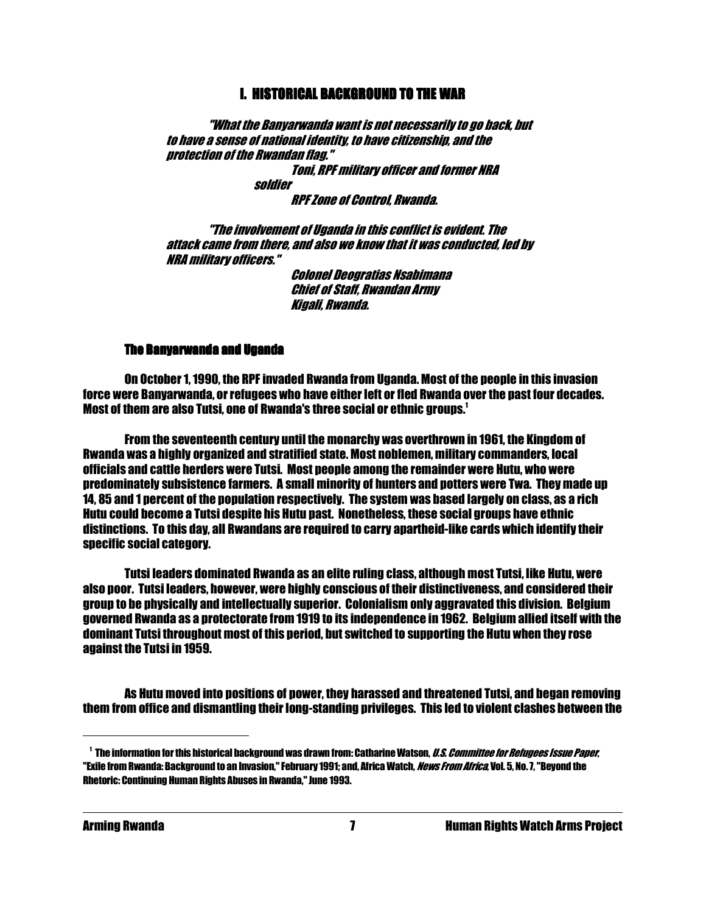# I. HISTORICAL BACKGROUND TO THE WAR

> *"What the Banyarwanda want is not necessarily to go back, but to have a sense of national identity, to have citizenship, and the protection of the Rwandan flag."*
>
> *Toni, RPF military officer and former NRA soldier*
> *RPF Zone of Control, Rwanda.*

> *"The involvement of Uganda in this conflict is evident. The attack came from there, and also we know that it was conducted, led by NRA military officers."*
>
> *Colonel Deogratias Nsabimana*
> *Chief of Staff, Rwandan Army*
> *Kigali, Rwanda.*

## The Banyarwanda and Uganda

On October 1, 1990, the RPF invaded Rwanda from Uganda. Most of the people in this invasion force were Banyarwanda, or refugees who have either left or fled Rwanda over the past four decades. Most of them are also Tutsi, one of Rwanda's three social or ethnic groups.[1]

From the seventeenth century until the monarchy was overthrown in 1961, the Kingdom of Rwanda was a highly organized and stratified state. Most noblemen, military commanders, local officials and cattle herders were Tutsi. Most people among the remainder were Hutu, who were predominately subsistence farmers. A small minority of hunters and potters were Twa. They made up 14, 85 and 1 percent of the population respectively. The system was based largely on class, as a rich Hutu could become a Tutsi despite his Hutu past. Nonetheless, these social groups have ethnic distinctions. To this day, all Rwandans are required to carry apartheid-like cards which identify their specific social category.

Tutsi leaders dominated Rwanda as an elite ruling class, although most Tutsi, like Hutu, were also poor. Tutsi leaders, however, were highly conscious of their distinctiveness, and considered their group to be physically and intellectually superior. Colonialism only aggravated this division. Belgium governed Rwanda as a protectorate from 1919 to its independence in 1962. Belgium allied itself with the dominant Tutsi throughout most of this period, but switched to supporting the Hutu when they rose against the Tutsi in 1959.

As Hutu moved into positions of power, they harassed and threatened Tutsi, and began removing them from office and dismantling their long-standing privileges. This led to violent clashes between the

---

[1] The information for this historical background was drawn from: Catharine Watson, *U.S. Committee for Refugees Issue Paper*, "Exile from Rwanda: Background to an Invasion," February 1991; and, Africa Watch, *News From Africa*, Vol. 5, No. 7, "Beyond the Rhetoric: Continuing Human Rights Abuses in Rwanda," June 1993.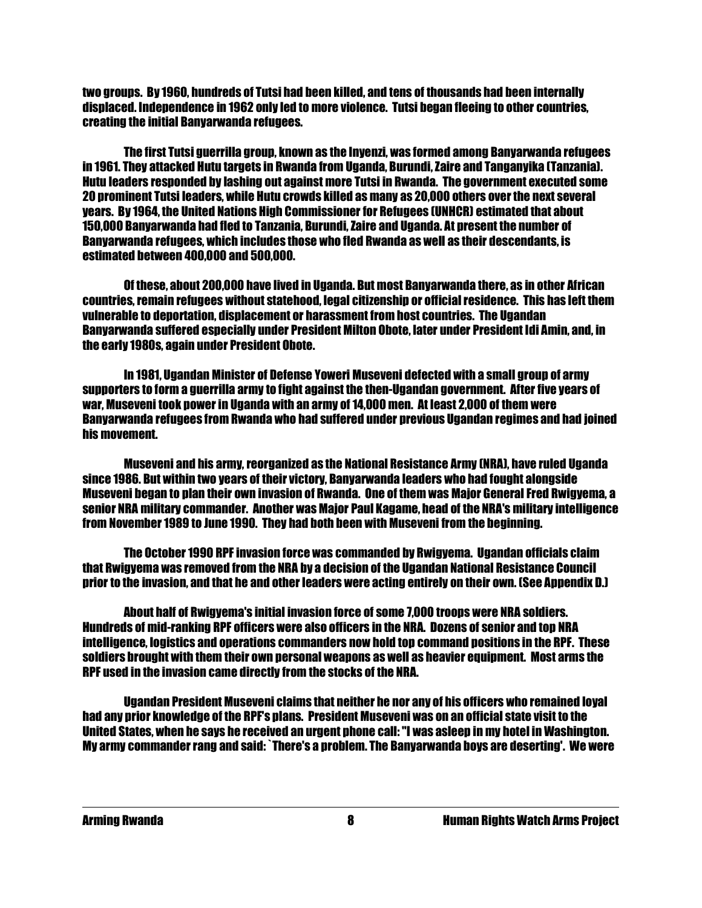two groups. By 1960, hundreds of Tutsi had been killed, and tens of thousands had been internally displaced. Independence in 1962 only led to more violence. Tutsi began fleeing to other countries, creating the initial Banyarwanda refugees.

The first Tutsi guerrilla group, known as the Inyenzi, was formed among Banyarwanda refugees in 1961. They attacked Hutu targets in Rwanda from Uganda, Burundi, Zaire and Tanganyika (Tanzania). Hutu leaders responded by lashing out against more Tutsi in Rwanda. The government executed some 20 prominent Tutsi leaders, while Hutu crowds killed as many as 20,000 others over the next several years. By 1964, the United Nations High Commissioner for Refugees (UNHCR) estimated that about 150,000 Banyarwanda had fled to Tanzania, Burundi, Zaire and Uganda. At present the number of Banyarwanda refugees, which includes those who fled Rwanda as well as their descendants, is estimated between 400,000 and 500,000.

Of these, about 200,000 have lived in Uganda. But most Banyarwanda there, as in other African countries, remain refugees without statehood, legal citizenship or official residence. This has left them vulnerable to deportation, displacement or harassment from host countries. The Ugandan Banyarwanda suffered especially under President Milton Obote, later under President Idi Amin, and, in the early 1980s, again under President Obote.

In 1981, Ugandan Minister of Defense Yoweri Museveni defected with a small group of army supporters to form a guerrilla army to fight against the then-Ugandan government. After five years of war, Museveni took power in Uganda with an army of 14,000 men. At least 2,000 of them were Banyarwanda refugees from Rwanda who had suffered under previous Ugandan regimes and had joined his movement.

Museveni and his army, reorganized as the National Resistance Army (NRA), have ruled Uganda since 1986. But within two years of their victory, Banyarwanda leaders who had fought alongside Museveni began to plan their own invasion of Rwanda. One of them was Major General Fred Rwigyema, a senior NRA military commander. Another was Major Paul Kagame, head of the NRA's military intelligence from November 1989 to June 1990. They had both been with Museveni from the beginning.

The October 1990 RPF invasion force was commanded by Rwigyema. Ugandan officials claim that Rwigyema was removed from the NRA by a decision of the Ugandan National Resistance Council prior to the invasion, and that he and other leaders were acting entirely on their own. (See Appendix D.)

About half of Rwigyema's initial invasion force of some 7,000 troops were NRA soldiers. Hundreds of mid-ranking RPF officers were also officers in the NRA. Dozens of senior and top NRA intelligence, logistics and operations commanders now hold top command positions in the RPF. These soldiers brought with them their own personal weapons as well as heavier equipment. Most arms the RPF used in the invasion came directly from the stocks of the NRA.

Ugandan President Museveni claims that neither he nor any of his officers who remained loyal had any prior knowledge of the RPF's plans. President Museveni was on an official state visit to the United States, when he says he received an urgent phone call: "I was asleep in my hotel in Washington. My army commander rang and said: `There's a problem. The Banyarwanda boys are deserting'. We were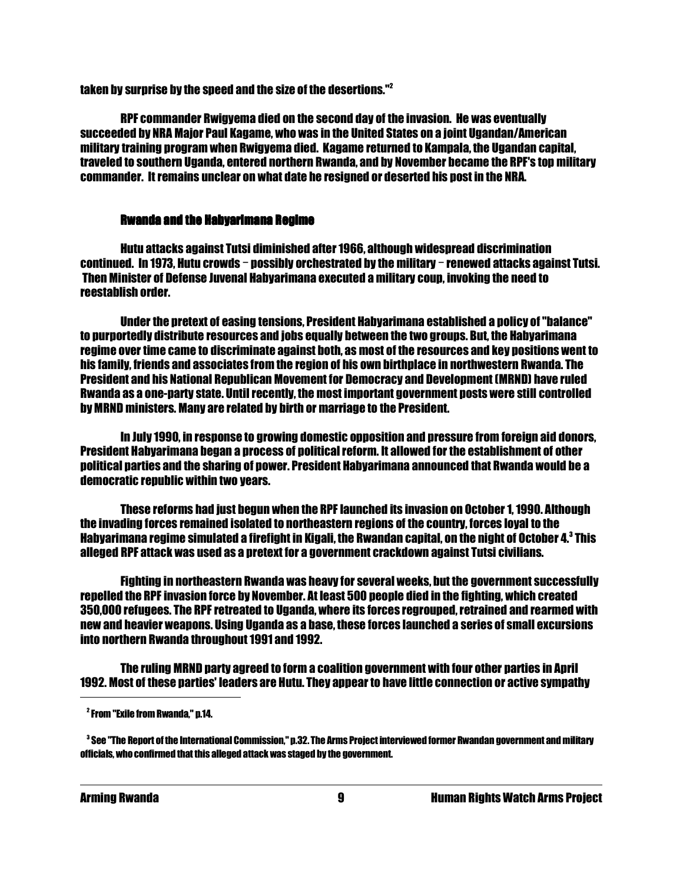taken by surprise by the speed and the size of the desertions."[2]

RPF commander Rwigyema died on the second day of the invasion. He was eventually succeeded by NRA Major Paul Kagame, who was in the United States on a joint Ugandan/American military training program when Rwigyema died. Kagame returned to Kampala, the Ugandan capital, traveled to southern Uganda, entered northern Rwanda, and by November became the RPF's top military commander. It remains unclear on what date he resigned or deserted his post in the NRA.

## Rwanda and the Habyarimana Regime

Hutu attacks against Tutsi diminished after 1966, although widespread discrimination continued. In 1973, Hutu crowds – possibly orchestrated by the military – renewed attacks against Tutsi. Then Minister of Defense Juvenal Habyarimana executed a military coup, invoking the need to reestablish order.

Under the pretext of easing tensions, President Habyarimana established a policy of "balance" to purportedly distribute resources and jobs equally between the two groups. But, the Habyarimana regime over time came to discriminate against both, as most of the resources and key positions went to his family, friends and associates from the region of his own birthplace in northwestern Rwanda. The President and his National Republican Movement for Democracy and Development (MRND) have ruled Rwanda as a one-party state. Until recently, the most important government posts were still controlled by MRND ministers. Many are related by birth or marriage to the President.

In July 1990, in response to growing domestic opposition and pressure from foreign aid donors, President Habyarimana began a process of political reform. It allowed for the establishment of other political parties and the sharing of power. President Habyarimana announced that Rwanda would be a democratic republic within two years.

These reforms had just begun when the RPF launched its invasion on October 1, 1990. Although the invading forces remained isolated to northeastern regions of the country, forces loyal to the Habyarimana regime simulated a firefight in Kigali, the Rwandan capital, on the night of October 4.[3] This alleged RPF attack was used as a pretext for a government crackdown against Tutsi civilians.

Fighting in northeastern Rwanda was heavy for several weeks, but the government successfully repelled the RPF invasion force by November. At least 500 people died in the fighting, which created 350,000 refugees. The RPF retreated to Uganda, where its forces regrouped, retrained and rearmed with new and heavier weapons. Using Uganda as a base, these forces launched a series of small excursions into northern Rwanda throughout 1991 and 1992.

The ruling MRND party agreed to form a coalition government with four other parties in April 1992. Most of these parties' leaders are Hutu. They appear to have little connection or active sympathy

---

[2] From "Exile from Rwanda," p.14.

[3] See "The Report of the International Commission," p.32. The Arms Project interviewed former Rwandan government and military officials, who confirmed that this alleged attack was staged by the government.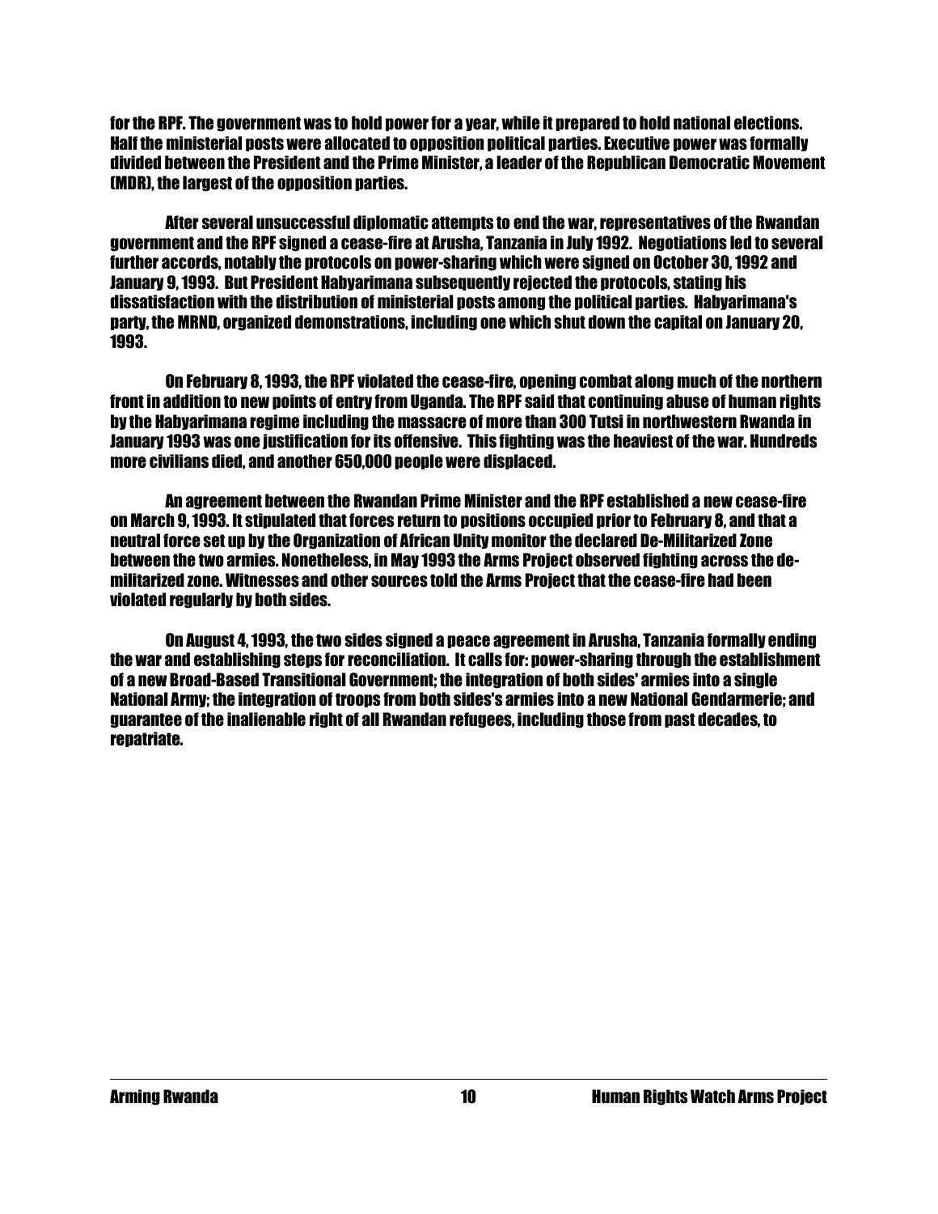for the RPF. The government was to hold power for a year, while it prepared to hold national elections. Half the ministerial posts were allocated to opposition political parties. Executive power was formally divided between the President and the Prime Minister, a leader of the Republican Democratic Movement (MDR), the largest of the opposition parties.

After several unsuccessful diplomatic attempts to end the war, representatives of the Rwandan government and the RPF signed a cease-fire at Arusha, Tanzania in July 1992. Negotiations led to several further accords, notably the protocols on power-sharing which were signed on October 30, 1992 and January 9, 1993. But President Habyarimana subsequently rejected the protocols, stating his dissatisfaction with the distribution of ministerial posts among the political parties. Habyarimana's party, the MRND, organized demonstrations, including one which shut down the capital on January 20, 1993.

On February 8, 1993, the RPF violated the cease-fire, opening combat along much of the northern front in addition to new points of entry from Uganda. The RPF said that continuing abuse of human rights by the Habyarimana regime including the massacre of more than 300 Tutsi in northwestern Rwanda in January 1993 was one justification for its offensive. This fighting was the heaviest of the war. Hundreds more civilians died, and another 650,000 people were displaced.

An agreement between the Rwandan Prime Minister and the RPF established a new cease-fire on March 9, 1993. It stipulated that forces return to positions occupied prior to February 8, and that a neutral force set up by the Organization of African Unity monitor the declared De-Militarized Zone between the two armies. Nonetheless, in May 1993 the Arms Project observed fighting across the de-militarized zone. Witnesses and other sources told the Arms Project that the cease-fire had been violated regularly by both sides.

On August 4, 1993, the two sides signed a peace agreement in Arusha, Tanzania formally ending the war and establishing steps for reconciliation. It calls for: power-sharing through the establishment of a new Broad-Based Transitional Government; the integration of both sides' armies into a single National Army; the integration of troops from both sides's armies into a new National Gendarmerie; and guarantee of the inalienable right of all Rwandan refugees, including those from past decades, to repatriate.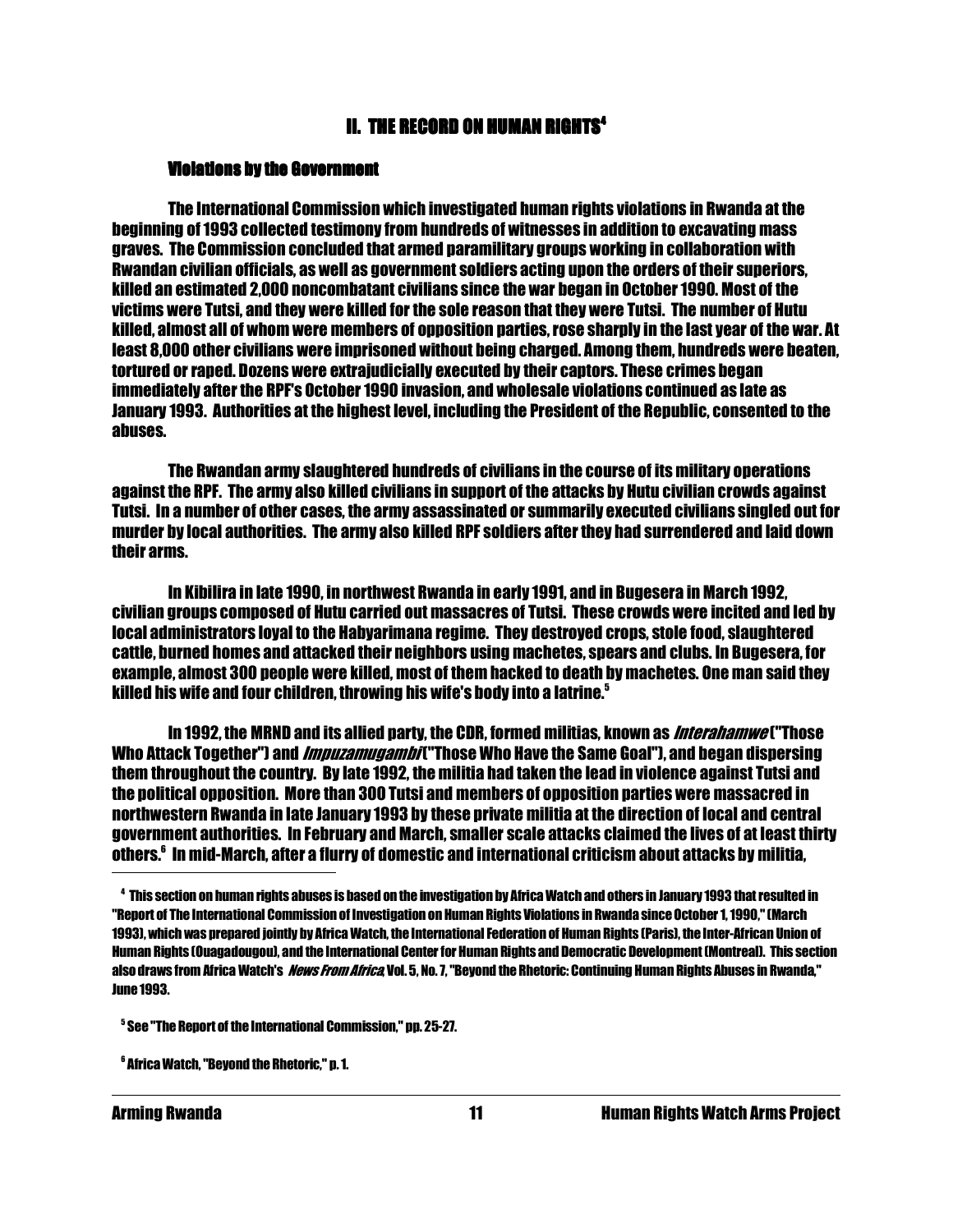## II. THE RECORD ON HUMAN RIGHTS[4]

### Violations by the Government

The International Commission which investigated human rights violations in Rwanda at the beginning of 1993 collected testimony from hundreds of witnesses in addition to excavating mass graves. The Commission concluded that armed paramilitary groups working in collaboration with Rwandan civilian officials, as well as government soldiers acting upon the orders of their superiors, killed an estimated 2,000 noncombatant civilians since the war began in October 1990. Most of the victims were Tutsi, and they were killed for the sole reason that they were Tutsi. The number of Hutu killed, almost all of whom were members of opposition parties, rose sharply in the last year of the war. At least 8,000 other civilians were imprisoned without being charged. Among them, hundreds were beaten, tortured or raped. Dozens were extrajudicially executed by their captors. These crimes began immediately after the RPF's October 1990 invasion, and wholesale violations continued as late as January 1993. Authorities at the highest level, including the President of the Republic, consented to the abuses.

The Rwandan army slaughtered hundreds of civilians in the course of its military operations against the RPF. The army also killed civilians in support of the attacks by Hutu civilian crowds against Tutsi. In a number of other cases, the army assassinated or summarily executed civilians singled out for murder by local authorities. The army also killed RPF soldiers after they had surrendered and laid down their arms.

In Kibilira in late 1990, in northwest Rwanda in early 1991, and in Bugesera in March 1992, civilian groups composed of Hutu carried out massacres of Tutsi. These crowds were incited and led by local administrators loyal to the Habyarimana regime. They destroyed crops, stole food, slaughtered cattle, burned homes and attacked their neighbors using machetes, spears and clubs. In Bugesera, for example, almost 300 people were killed, most of them hacked to death by machetes. One man said they killed his wife and four children, throwing his wife's body into a latrine.[5]

In 1992, the MRND and its allied party, the CDR, formed militias, known as *Interahamwe* ("Those Who Attack Together") and *Impuzamugambi* ("Those Who Have the Same Goal"), and began dispersing them throughout the country. By late 1992, the militia had taken the lead in violence against Tutsi and the political opposition. More than 300 Tutsi and members of opposition parties were massacred in northwestern Rwanda in late January 1993 by these private militia at the direction of local and central government authorities. In February and March, smaller scale attacks claimed the lives of at least thirty others.[6] In mid-March, after a flurry of domestic and international criticism about attacks by militia,

---

[4] This section on human rights abuses is based on the investigation by Africa Watch and others in January 1993 that resulted in "Report of The International Commission of Investigation on Human Rights Violations in Rwanda since October 1, 1990," (March 1993), which was prepared jointly by Africa Watch, the International Federation of Human Rights (Paris), the Inter-African Union of Human Rights (Ouagadougou), and the International Center for Human Rights and Democratic Development (Montreal). This section also draws from Africa Watch's *News From Africa*, Vol. 5, No. 7, "Beyond the Rhetoric: Continuing Human Rights Abuses in Rwanda," June 1993.

[5] See "The Report of the International Commission," pp. 25-27.

[6] Africa Watch, "Beyond the Rhetoric," p. 1.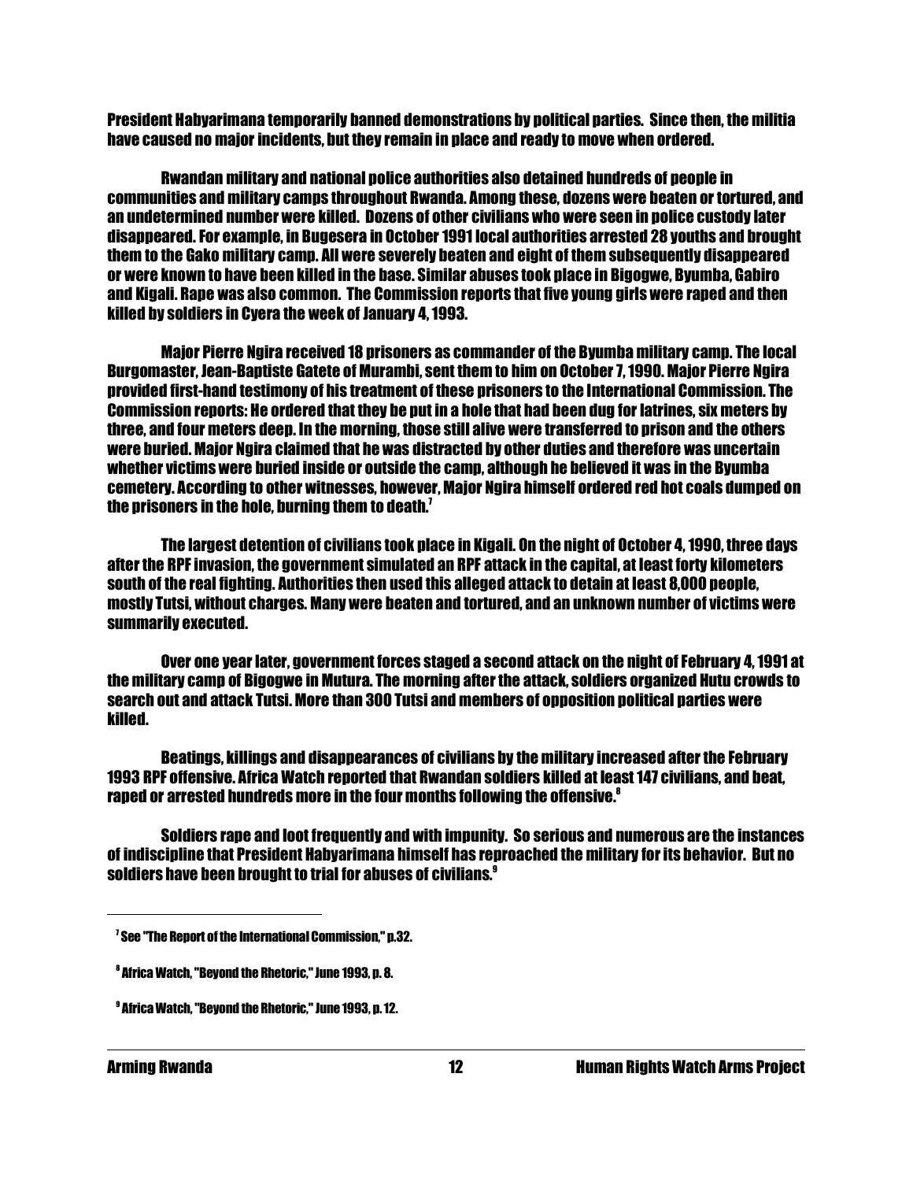President Habyarimana temporarily banned demonstrations by political parties. Since then, the militia have caused no major incidents, but they remain in place and ready to move when ordered.

Rwandan military and national police authorities also detained hundreds of people in communities and military camps throughout Rwanda. Among these, dozens were beaten or tortured, and an undetermined number were killed. Dozens of other civilians who were seen in police custody later disappeared. For example, in Bugesera in October 1991 local authorities arrested 28 youths and brought them to the Gako military camp. All were severely beaten and eight of them subsequently disappeared or were known to have been killed in the base. Similar abuses took place in Bigogwe, Byumba, Gabiro and Kigali. Rape was also common. The Commission reports that five young girls were raped and then killed by soldiers in Cyera the week of January 4, 1993.

Major Pierre Ngira received 18 prisoners as commander of the Byumba military camp. The local Burgomaster, Jean-Baptiste Gatete of Murambi, sent them to him on October 7, 1990. Major Pierre Ngira provided first-hand testimony of his treatment of these prisoners to the International Commission. The Commission reports: He ordered that they be put in a hole that had been dug for latrines, six meters by three, and four meters deep. In the morning, those still alive were transferred to prison and the others were buried. Major Ngira claimed that he was distracted by other duties and therefore was uncertain whether victims were buried inside or outside the camp, although he believed it was in the Byumba cemetery. According to other witnesses, however, Major Ngira himself ordered red hot coals dumped on the prisoners in the hole, burning them to death.[7]

The largest detention of civilians took place in Kigali. On the night of October 4, 1990, three days after the RPF invasion, the government simulated an RPF attack in the capital, at least forty kilometers south of the real fighting. Authorities then used this alleged attack to detain at least 8,000 people, mostly Tutsi, without charges. Many were beaten and tortured, and an unknown number of victims were summarily executed.

Over one year later, government forces staged a second attack on the night of February 4, 1991 at the military camp of Bigogwe in Mutura. The morning after the attack, soldiers organized Hutu crowds to search out and attack Tutsi. More than 300 Tutsi and members of opposition political parties were killed.

Beatings, killings and disappearances of civilians by the military increased after the February 1993 RPF offensive. Africa Watch reported that Rwandan soldiers killed at least 147 civilians, and beat, raped or arrested hundreds more in the four months following the offensive.[8]

Soldiers rape and loot frequently and with impunity. So serious and numerous are the instances of indiscipline that President Habyarimana himself has reproached the military for its behavior. But no soldiers have been brought to trial for abuses of civilians.[9]

---

[7] See "The Report of the International Commission," p.32.

[8] Africa Watch, "Beyond the Rhetoric," June 1993, p. 8.

[9] Africa Watch, "Beyond the Rhetoric," June 1993, p. 12.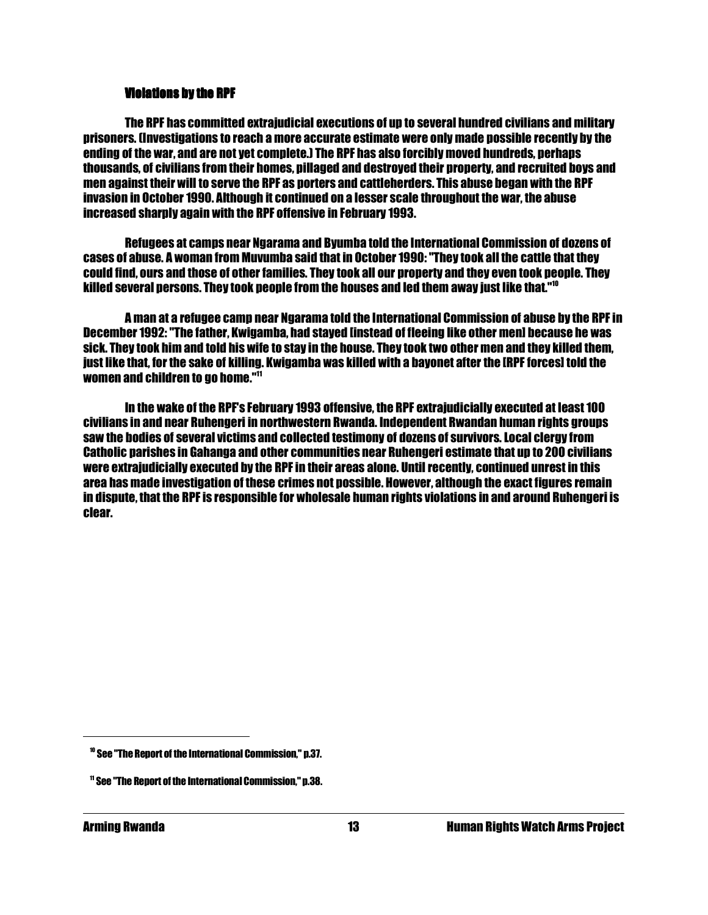### Violations by the RPF

The RPF has committed extrajudicial executions of up to several hundred civilians and military prisoners. (Investigations to reach a more accurate estimate were only made possible recently by the ending of the war, and are not yet complete.) The RPF has also forcibly moved hundreds, perhaps thousands, of civilians from their homes, pillaged and destroyed their property, and recruited boys and men against their will to serve the RPF as porters and cattleherders. This abuse began with the RPF invasion in October 1990. Although it continued on a lesser scale throughout the war, the abuse increased sharply again with the RPF offensive in February 1993.

Refugees at camps near Ngarama and Byumba told the International Commission of dozens of cases of abuse. A woman from Muvumba said that in October 1990: "They took all the cattle that they could find, ours and those of other families. They took all our property and they even took people. They killed several persons. They took people from the houses and led them away just like that."[10]

A man at a refugee camp near Ngarama told the International Commission of abuse by the RPF in December 1992: "The father, Kwigamba, had stayed [instead of fleeing like other men] because he was sick. They took him and told his wife to stay in the house. They took two other men and they killed them, just like that, for the sake of killing. Kwigamba was killed with a bayonet after the [RPF forces] told the women and children to go home."[11]

In the wake of the RPF's February 1993 offensive, the RPF extrajudicially executed at least 100 civilians in and near Ruhengeri in northwestern Rwanda. Independent Rwandan human rights groups saw the bodies of several victims and collected testimony of dozens of survivors. Local clergy from Catholic parishes in Gahanga and other communities near Ruhengeri estimate that up to 200 civilians were extrajudicially executed by the RPF in their areas alone. Until recently, continued unrest in this area has made investigation of these crimes not possible. However, although the exact figures remain in dispute, that the RPF is responsible for wholesale human rights violations in and around Ruhengeri is clear.

---

[10] See "The Report of the International Commission," p.37.

[11] See "The Report of the International Commission," p.38.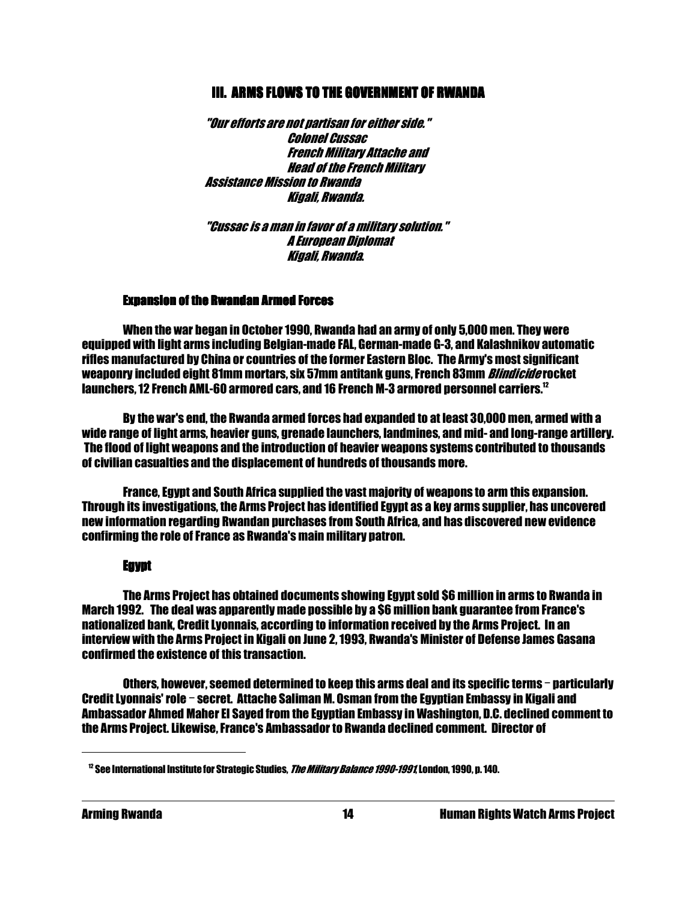## III. ARMS FLOWS TO THE GOVERNMENT OF RWANDA

> *"Our efforts are not partisan for either side."*
> *Colonel Cussac*
> *French Military Attache and*
> *Head of the French Military*
> *Assistance Mission to Rwanda*
> *Kigali, Rwanda.*

> *"Cussac is a man in favor of a military solution."*
> *A European Diplomat*
> *Kigali, Rwanda.*

### Expansion of the Rwandan Armed Forces

When the war began in October 1990, Rwanda had an army of only 5,000 men. They were equipped with light arms including Belgian-made FAL, German-made G-3, and Kalashnikov automatic rifles manufactured by China or countries of the former Eastern Bloc. The Army's most significant weaponry included eight 81mm mortars, six 57mm antitank guns, French 83mm *Blindicide* rocket launchers, 12 French AML-60 armored cars, and 16 French M-3 armored personnel carriers.[12]

By the war's end, the Rwanda armed forces had expanded to at least 30,000 men, armed with a wide range of light arms, heavier guns, grenade launchers, landmines, and mid- and long-range artillery. The flood of light weapons and the introduction of heavier weapons systems contributed to thousands of civilian casualties and the displacement of hundreds of thousands more.

France, Egypt and South Africa supplied the vast majority of weapons to arm this expansion. Through its investigations, the Arms Project has identified Egypt as a key arms supplier, has uncovered new information regarding Rwandan purchases from South Africa, and has discovered new evidence confirming the role of France as Rwanda's main military patron.

### Egypt

The Arms Project has obtained documents showing Egypt sold $6 million in arms to Rwanda in March 1992. The deal was apparently made possible by a $6 million bank guarantee from France's nationalized bank, Credit Lyonnais, according to information received by the Arms Project. In an interview with the Arms Project in Kigali on June 2, 1993, Rwanda's Minister of Defense James Gasana confirmed the existence of this transaction.

Others, however, seemed determined to keep this arms deal and its specific terms – particularly Credit Lyonnais' role – secret. Attache Saliman M. Osman from the Egyptian Embassy in Kigali and Ambassador Ahmed Maher El Sayed from the Egyptian Embassy in Washington, D.C. declined comment to the Arms Project. Likewise, France's Ambassador to Rwanda declined comment. Director of

---

[12] See International Institute for Strategic Studies, *The Military Balance 1990-1991*, London, 1990, p. 140.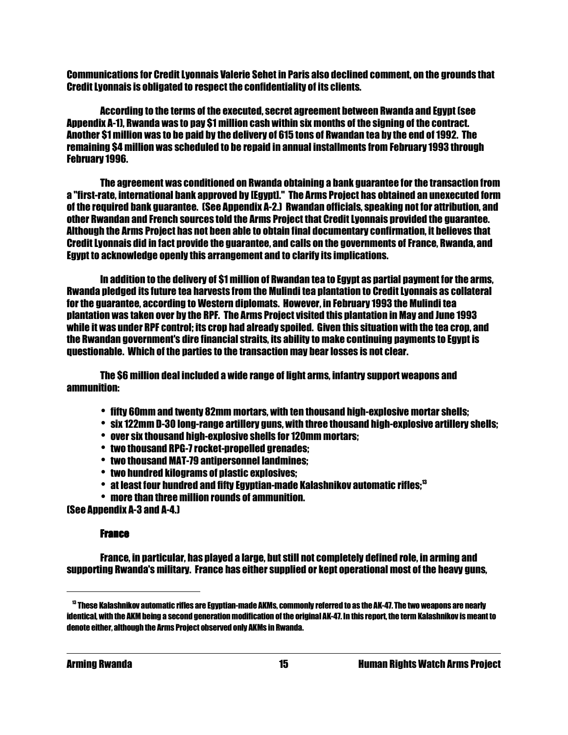Communications for Credit Lyonnais Valerie Sehet in Paris also declined comment, on the grounds that Credit Lyonnais is obligated to respect the confidentiality of its clients.

According to the terms of the executed, secret agreement between Rwanda and Egypt (see Appendix A-1), Rwanda was to pay $1 million cash within six months of the signing of the contract. Another $1 million was to be paid by the delivery of 615 tons of Rwandan tea by the end of 1992. The remaining $4 million was scheduled to be repaid in annual installments from February 1993 through February 1996.

The agreement was conditioned on Rwanda obtaining a bank guarantee for the transaction from a "first-rate, international bank approved by [Egypt]." The Arms Project has obtained an unexecuted form of the required bank guarantee. (See Appendix A-2.) Rwandan officials, speaking not for attribution, and other Rwandan and French sources told the Arms Project that Credit Lyonnais provided the guarantee. Although the Arms Project has not been able to obtain final documentary confirmation, it believes that Credit Lyonnais did in fact provide the guarantee, and calls on the governments of France, Rwanda, and Egypt to acknowledge openly this arrangement and to clarify its implications.

In addition to the delivery of $1 million of Rwandan tea to Egypt as partial payment for the arms, Rwanda pledged its future tea harvests from the Mulindi tea plantation to Credit Lyonnais as collateral for the guarantee, according to Western diplomats. However, in February 1993 the Mulindi tea plantation was taken over by the RPF. The Arms Project visited this plantation in May and June 1993 while it was under RPF control; its crop had already spoiled. Given this situation with the tea crop, and the Rwandan government's dire financial straits, its ability to make continuing payments to Egypt is questionable. Which of the parties to the transaction may bear losses is not clear.

The $6 million deal included a wide range of light arms, infantry support weapons and ammunition:

- fifty 60mm and twenty 82mm mortars, with ten thousand high-explosive mortar shells;
- six 122mm D-30 long-range artillery guns, with three thousand high-explosive artillery shells;
- over six thousand high-explosive shells for 120mm mortars;
- two thousand RPG-7 rocket-propelled grenades;
- two thousand MAT-79 antipersonnel landmines;
- two hundred kilograms of plastic explosives;
- at least four hundred and fifty Egyptian-made Kalashnikov automatic rifles;[13]
- more than three million rounds of ammunition.

(See Appendix A-3 and A-4.)

### France

France, in particular, has played a large, but still not completely defined role, in arming and supporting Rwanda's military. France has either supplied or kept operational most of the heavy guns,

[13] These Kalashnikov automatic rifles are Egyptian-made AKMs, commonly referred to as the AK-47. The two weapons are nearly identical, with the AKM being a second generation modification of the original AK-47. In this report, the term Kalashnikov is meant to denote either, although the Arms Project observed only AKMs in Rwanda.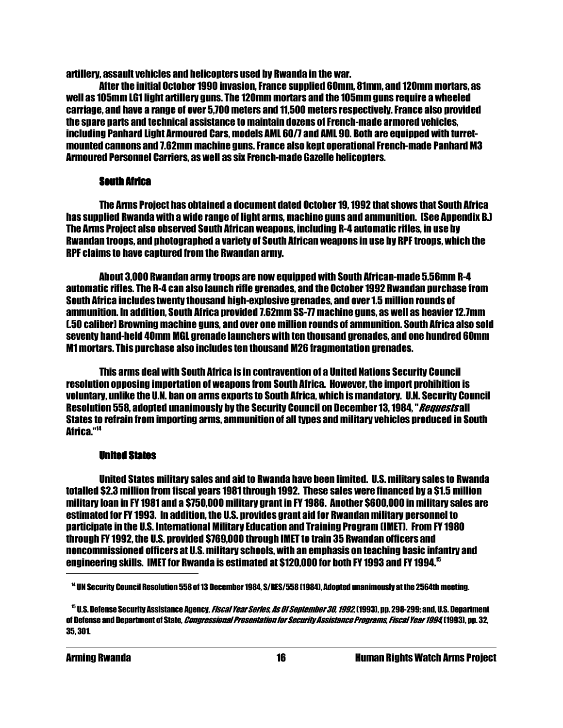artillery, assault vehicles and helicopters used by Rwanda in the war.

After the initial October 1990 invasion, France supplied 60mm, 81mm, and 120mm mortars, as well as 105mm LG1 light artillery guns. The 120mm mortars and the 105mm guns require a wheeled carriage, and have a range of over 5,700 meters and 11,500 meters respectively. France also provided the spare parts and technical assistance to maintain dozens of French-made armored vehicles, including Panhard Light Armoured Cars, models AML 60/7 and AML 90. Both are equipped with turret-mounted cannons and 7.62mm machine guns. France also kept operational French-made Panhard M3 Armoured Personnel Carriers, as well as six French-made Gazelle helicopters.

### South Africa

The Arms Project has obtained a document dated October 19, 1992 that shows that South Africa has supplied Rwanda with a wide range of light arms, machine guns and ammunition. (See Appendix B.) The Arms Project also observed South African weapons, including R-4 automatic rifles, in use by Rwandan troops, and photographed a variety of South African weapons in use by RPF troops, which the RPF claims to have captured from the Rwandan army.

About 3,000 Rwandan army troops are now equipped with South African-made 5.56mm R-4 automatic rifles. The R-4 can also launch rifle grenades, and the October 1992 Rwandan purchase from South Africa includes twenty thousand high-explosive grenades, and over 1.5 million rounds of ammunition. In addition, South Africa provided 7.62mm SS-77 machine guns, as well as heavier 12.7mm (.50 caliber) Browning machine guns, and over one million rounds of ammunition. South Africa also sold seventy hand-held 40mm MGL grenade launchers with ten thousand grenades, and one hundred 60mm M1 mortars. This purchase also includes ten thousand M26 fragmentation grenades.

This arms deal with South Africa is in contravention of a United Nations Security Council resolution opposing importation of weapons from South Africa. However, the import prohibition is voluntary, unlike the U.N. ban on arms exports to South Africa, which is mandatory. U.N. Security Council Resolution 558, adopted unanimously by the Security Council on December 13, 1984, "*Requests* all States to refrain from importing arms, ammunition of all types and military vehicles produced in South Africa."[14]

### United States

United States military sales and aid to Rwanda have been limited. U.S. military sales to Rwanda totalled $2.3 million from fiscal years 1981 through 1992. These sales were financed by a $1.5 million military loan in FY 1981 and a $750,000 military grant in FY 1986. Another $600,000 in military sales are estimated for FY 1993. In addition, the U.S. provides grant aid for Rwandan military personnel to participate in the U.S. International Military Education and Training Program (IMET). From FY 1980 through FY 1992, the U.S. provided $769,000 through IMET to train 35 Rwandan officers and noncommissioned officers at U.S. military schools, with an emphasis on teaching basic infantry and engineering skills. IMET for Rwanda is estimated at $120,000 for both FY 1993 and FY 1994.[15]

---

[14] UN Security Council Resolution 558 of 13 December 1984, S/RES/558 (1984), Adopted unanimously at the 2564th meeting.

[15] U.S. Defense Security Assistance Agency, *Fiscal Year Series, As Of September 30, 1992*, (1993), pp. 298-299; and, U.S. Department of Defense and Department of State, *Congressional Presentation for Security Assistance Programs, Fiscal Year 1994*, (1993), pp. 32, 35, 301.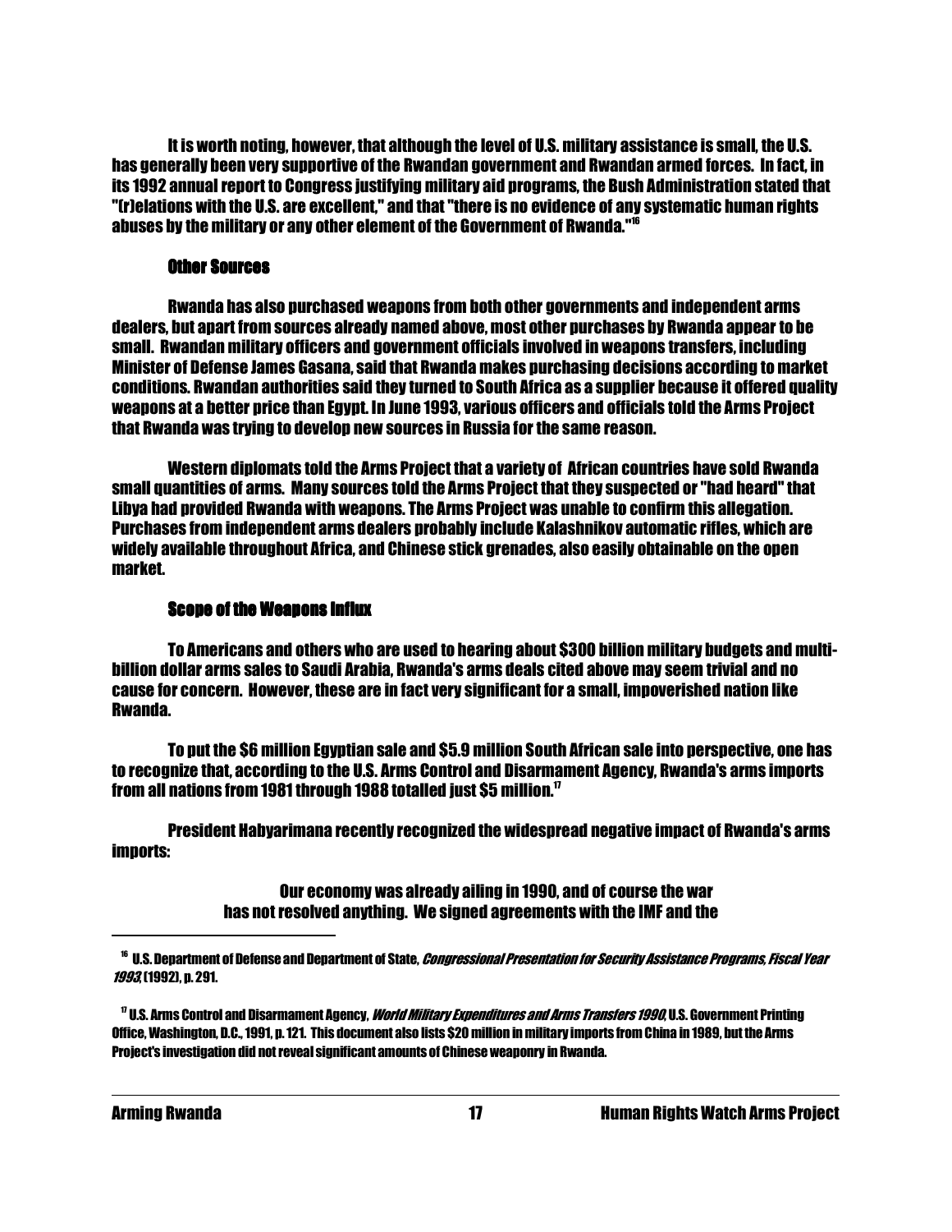It is worth noting, however, that although the level of U.S. military assistance is small, the U.S. has generally been very supportive of the Rwandan government and Rwandan armed forces. In fact, in its 1992 annual report to Congress justifying military aid programs, the Bush Administration stated that "(r)elations with the U.S. are excellent," and that "there is no evidence of any systematic human rights abuses by the military or any other element of the Government of Rwanda."[16]

### Other Sources

Rwanda has also purchased weapons from both other governments and independent arms dealers, but apart from sources already named above, most other purchases by Rwanda appear to be small. Rwandan military officers and government officials involved in weapons transfers, including Minister of Defense James Gasana, said that Rwanda makes purchasing decisions according to market conditions. Rwandan authorities said they turned to South Africa as a supplier because it offered quality weapons at a better price than Egypt. In June 1993, various officers and officials told the Arms Project that Rwanda was trying to develop new sources in Russia for the same reason.

Western diplomats told the Arms Project that a variety of African countries have sold Rwanda small quantities of arms. Many sources told the Arms Project that they suspected or "had heard" that Libya had provided Rwanda with weapons. The Arms Project was unable to confirm this allegation. Purchases from independent arms dealers probably include Kalashnikov automatic rifles, which are widely available throughout Africa, and Chinese stick grenades, also easily obtainable on the open market.

### Scope of the Weapons Influx

To Americans and others who are used to hearing about $300 billion military budgets and multi-billion dollar arms sales to Saudi Arabia, Rwanda's arms deals cited above may seem trivial and no cause for concern. However, these are in fact very significant for a small, impoverished nation like Rwanda.

To put the $6 million Egyptian sale and $5.9 million South African sale into perspective, one has to recognize that, according to the U.S. Arms Control and Disarmament Agency, Rwanda's arms imports from all nations from 1981 through 1988 totalled just $5 million.[17]

President Habyarimana recently recognized the widespread negative impact of Rwanda's arms imports:

> Our economy was already ailing in 1990, and of course the war has not resolved anything. We signed agreements with the IMF and the

---

[16] U.S. Department of Defense and Department of State, *Congressional Presentation for Security Assistance Programs, Fiscal Year 1993*, (1992), p. 291.

[17] U.S. Arms Control and Disarmament Agency, *World Military Expenditures and Arms Transfers 1990*, U.S. Government Printing Office, Washington, D.C., 1991, p. 121. This document also lists $20 million in military imports from China in 1989, but the Arms Project's investigation did not reveal significant amounts of Chinese weaponry in Rwanda.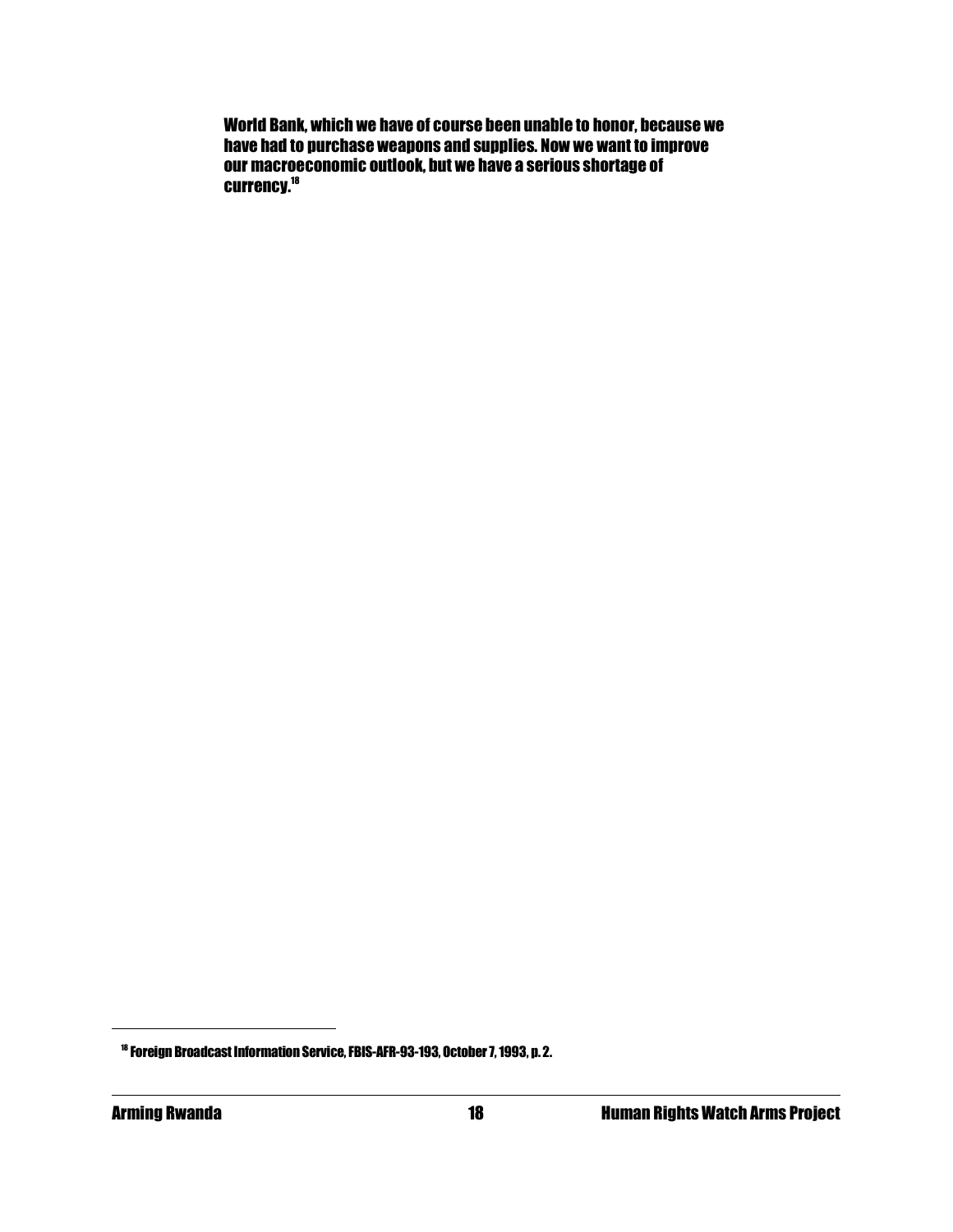World Bank, which we have of course been unable to honor, because we have had to purchase weapons and supplies. Now we want to improve our macroeconomic outlook, but we have a serious shortage of currency.[18]

---

[18] Foreign Broadcast Information Service, FBIS-AFR-93-193, October 7, 1993, p. 2.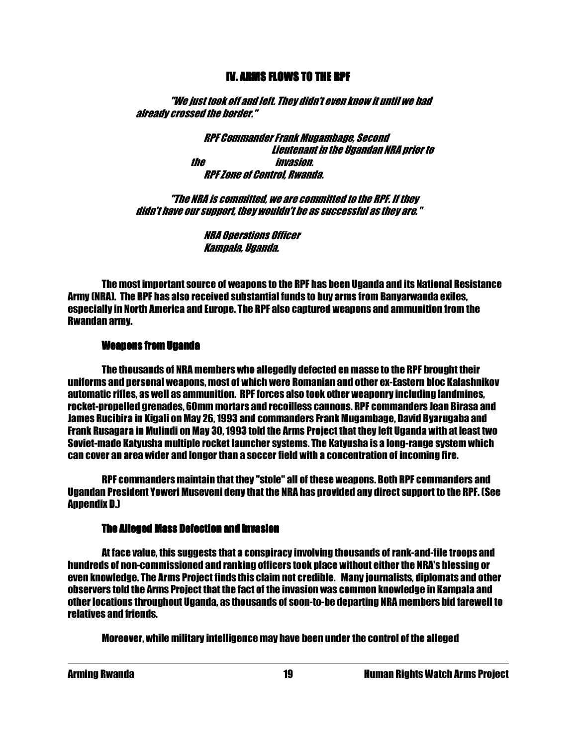## IV. ARMS FLOWS TO THE RPF

> *"We just took off and left. They didn't even know it until we had already crossed the border."*
>
> *RPF Commander Frank Mugambage, Second Lieutenant in the Ugandan NRA prior to the invasion.*
> *RPF Zone of Control, Rwanda.*

> *"The NRA is committed, we are committed to the RPF. If they didn't have our support, they wouldn't be as successful as they are."*
>
> *NRA Operations Officer*
> *Kampala, Uganda.*

The most important source of weapons to the RPF has been Uganda and its National Resistance Army (NRA). The RPF has also received substantial funds to buy arms from Banyarwanda exiles, especially in North America and Europe. The RPF also captured weapons and ammunition from the Rwandan army.

### Weapons from Uganda

The thousands of NRA members who allegedly defected en masse to the RPF brought their uniforms and personal weapons, most of which were Romanian and other ex-Eastern bloc Kalashnikov automatic rifles, as well as ammunition. RPF forces also took other weaponry including landmines, rocket-propelled grenades, 60mm mortars and recoilless cannons. RPF commanders Jean Birasa and James Rucibira in Kigali on May 26, 1993 and commanders Frank Mugambage, David Byarugaba and Frank Rusagara in Mulindi on May 30, 1993 told the Arms Project that they left Uganda with at least two Soviet-made Katyusha multiple rocket launcher systems. The Katyusha is a long-range system which can cover an area wider and longer than a soccer field with a concentration of incoming fire.

RPF commanders maintain that they "stole" all of these weapons. Both RPF commanders and Ugandan President Yoweri Museveni deny that the NRA has provided any direct support to the RPF. (See Appendix D.)

### The Alleged Mass Defection and Invasion

At face value, this suggests that a conspiracy involving thousands of rank-and-file troops and hundreds of non-commissioned and ranking officers took place without either the NRA's blessing or even knowledge. The Arms Project finds this claim not credible. Many journalists, diplomats and other observers told the Arms Project that the fact of the invasion was common knowledge in Kampala and other locations throughout Uganda, as thousands of soon-to-be departing NRA members bid farewell to relatives and friends.

Moreover, while military intelligence may have been under the control of the alleged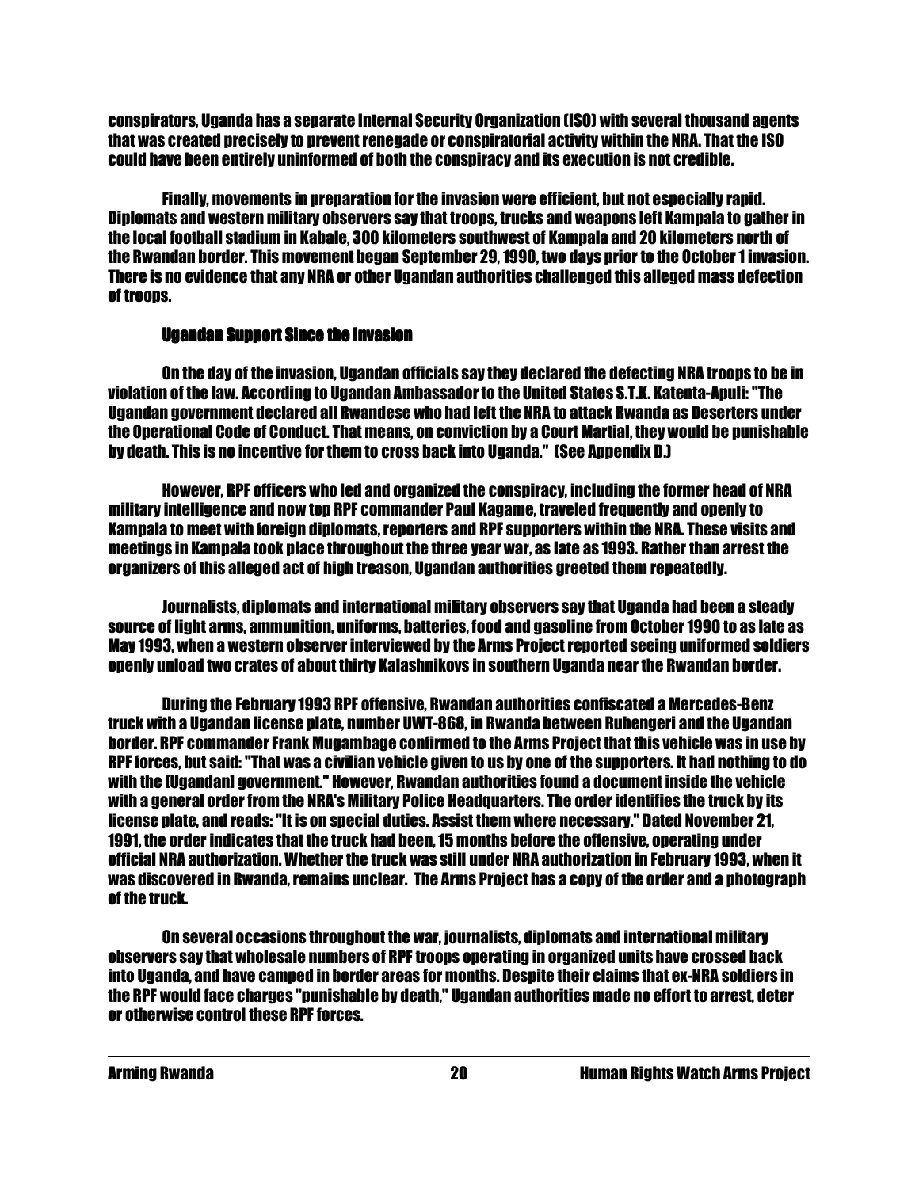conspirators, Uganda has a separate Internal Security Organization (ISO) with several thousand agents that was created precisely to prevent renegade or conspiratorial activity within the NRA. That the ISO could have been entirely uninformed of both the conspiracy and its execution is not credible.

Finally, movements in preparation for the invasion were efficient, but not especially rapid. Diplomats and western military observers say that troops, trucks and weapons left Kampala to gather in the local football stadium in Kabale, 300 kilometers southwest of Kampala and 20 kilometers north of the Rwandan border. This movement began September 29, 1990, two days prior to the October 1 invasion. There is no evidence that any NRA or other Ugandan authorities challenged this alleged mass defection of troops.

### Ugandan Support Since the Invasion

On the day of the invasion, Ugandan officials say they declared the defecting NRA troops to be in violation of the law. According to Ugandan Ambassador to the United States S.T.K. Katenta-Apuli: "The Ugandan government declared all Rwandese who had left the NRA to attack Rwanda as Deserters under the Operational Code of Conduct. That means, on conviction by a Court Martial, they would be punishable by death. This is no incentive for them to cross back into Uganda." (See Appendix D.)

However, RPF officers who led and organized the conspiracy, including the former head of NRA military intelligence and now top RPF commander Paul Kagame, traveled frequently and openly to Kampala to meet with foreign diplomats, reporters and RPF supporters within the NRA. These visits and meetings in Kampala took place throughout the three year war, as late as 1993. Rather than arrest the organizers of this alleged act of high treason, Ugandan authorities greeted them repeatedly.

Journalists, diplomats and international military observers say that Uganda had been a steady source of light arms, ammunition, uniforms, batteries, food and gasoline from October 1990 to as late as May 1993, when a western observer interviewed by the Arms Project reported seeing uniformed soldiers openly unload two crates of about thirty Kalashnikovs in southern Uganda near the Rwandan border.

During the February 1993 RPF offensive, Rwandan authorities confiscated a Mercedes-Benz truck with a Ugandan license plate, number UWT-868, in Rwanda between Ruhengeri and the Ugandan border. RPF commander Frank Mugambage confirmed to the Arms Project that this vehicle was in use by RPF forces, but said: "That was a civilian vehicle given to us by one of the supporters. It had nothing to do with the [Ugandan] government." However, Rwandan authorities found a document inside the vehicle with a general order from the NRA's Military Police Headquarters. The order identifies the truck by its license plate, and reads: "It is on special duties. Assist them where necessary." Dated November 21, 1991, the order indicates that the truck had been, 15 months before the offensive, operating under official NRA authorization. Whether the truck was still under NRA authorization in February 1993, when it was discovered in Rwanda, remains unclear. The Arms Project has a copy of the order and a photograph of the truck.

On several occasions throughout the war, journalists, diplomats and international military observers say that wholesale numbers of RPF troops operating in organized units have crossed back into Uganda, and have camped in border areas for months. Despite their claims that ex-NRA soldiers in the RPF would face charges "punishable by death," Ugandan authorities made no effort to arrest, deter or otherwise control these RPF forces.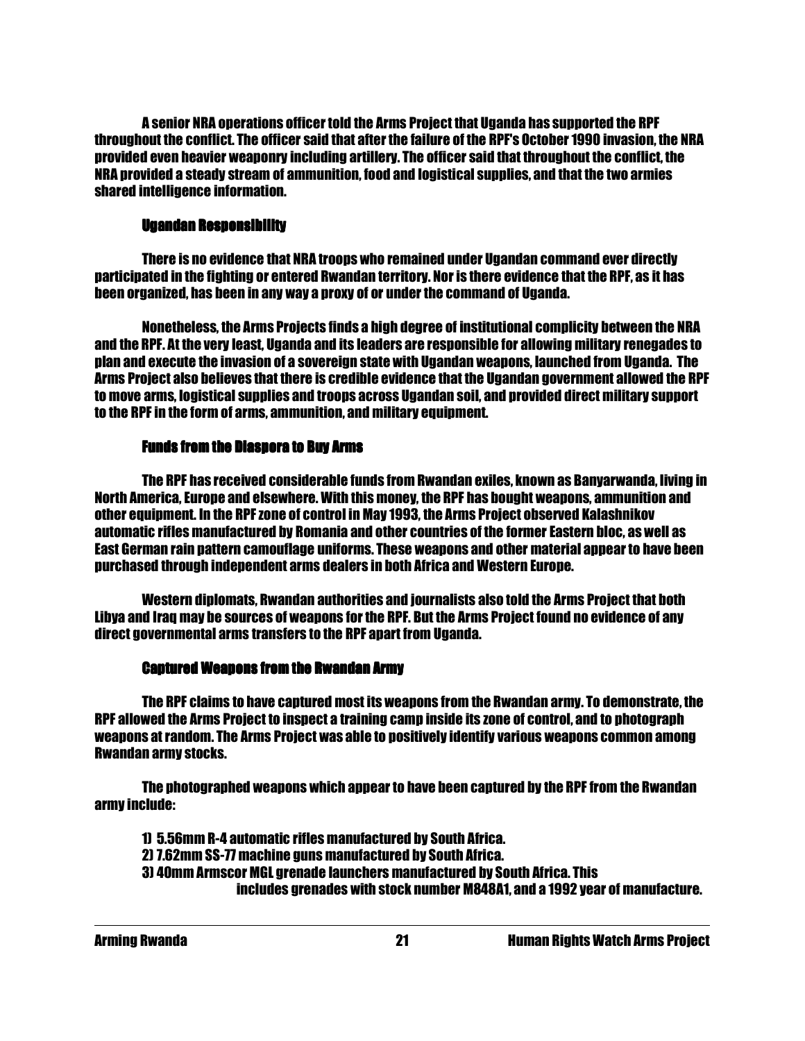A senior NRA operations officer told the Arms Project that Uganda has supported the RPF throughout the conflict. The officer said that after the failure of the RPF's October 1990 invasion, the NRA provided even heavier weaponry including artillery. The officer said that throughout the conflict, the NRA provided a steady stream of ammunition, food and logistical supplies, and that the two armies shared intelligence information.

### Ugandan Responsibility

There is no evidence that NRA troops who remained under Ugandan command ever directly participated in the fighting or entered Rwandan territory. Nor is there evidence that the RPF, as it has been organized, has been in any way a proxy of or under the command of Uganda.

Nonetheless, the Arms Projects finds a high degree of institutional complicity between the NRA and the RPF. At the very least, Uganda and its leaders are responsible for allowing military renegades to plan and execute the invasion of a sovereign state with Ugandan weapons, launched from Uganda. The Arms Project also believes that there is credible evidence that the Ugandan government allowed the RPF to move arms, logistical supplies and troops across Ugandan soil, and provided direct military support to the RPF in the form of arms, ammunition, and military equipment.

### Funds from the Diaspora to Buy Arms

The RPF has received considerable funds from Rwandan exiles, known as Banyarwanda, living in North America, Europe and elsewhere. With this money, the RPF has bought weapons, ammunition and other equipment. In the RPF zone of control in May 1993, the Arms Project observed Kalashnikov automatic rifles manufactured by Romania and other countries of the former Eastern bloc, as well as East German rain pattern camouflage uniforms. These weapons and other material appear to have been purchased through independent arms dealers in both Africa and Western Europe.

Western diplomats, Rwandan authorities and journalists also told the Arms Project that both Libya and Iraq may be sources of weapons for the RPF. But the Arms Project found no evidence of any direct governmental arms transfers to the RPF apart from Uganda.

### Captured Weapons from the Rwandan Army

The RPF claims to have captured most its weapons from the Rwandan army. To demonstrate, the RPF allowed the Arms Project to inspect a training camp inside its zone of control, and to photograph weapons at random. The Arms Project was able to positively identify various weapons common among Rwandan army stocks.

The photographed weapons which appear to have been captured by the RPF from the Rwandan army include:

1) 5.56mm R-4 automatic rifles manufactured by South Africa.
2) 7.62mm SS-77 machine guns manufactured by South Africa.
3) 40mm Armscor MGL grenade launchers manufactured by South Africa. This includes grenades with stock number M848A1, and a 1992 year of manufacture.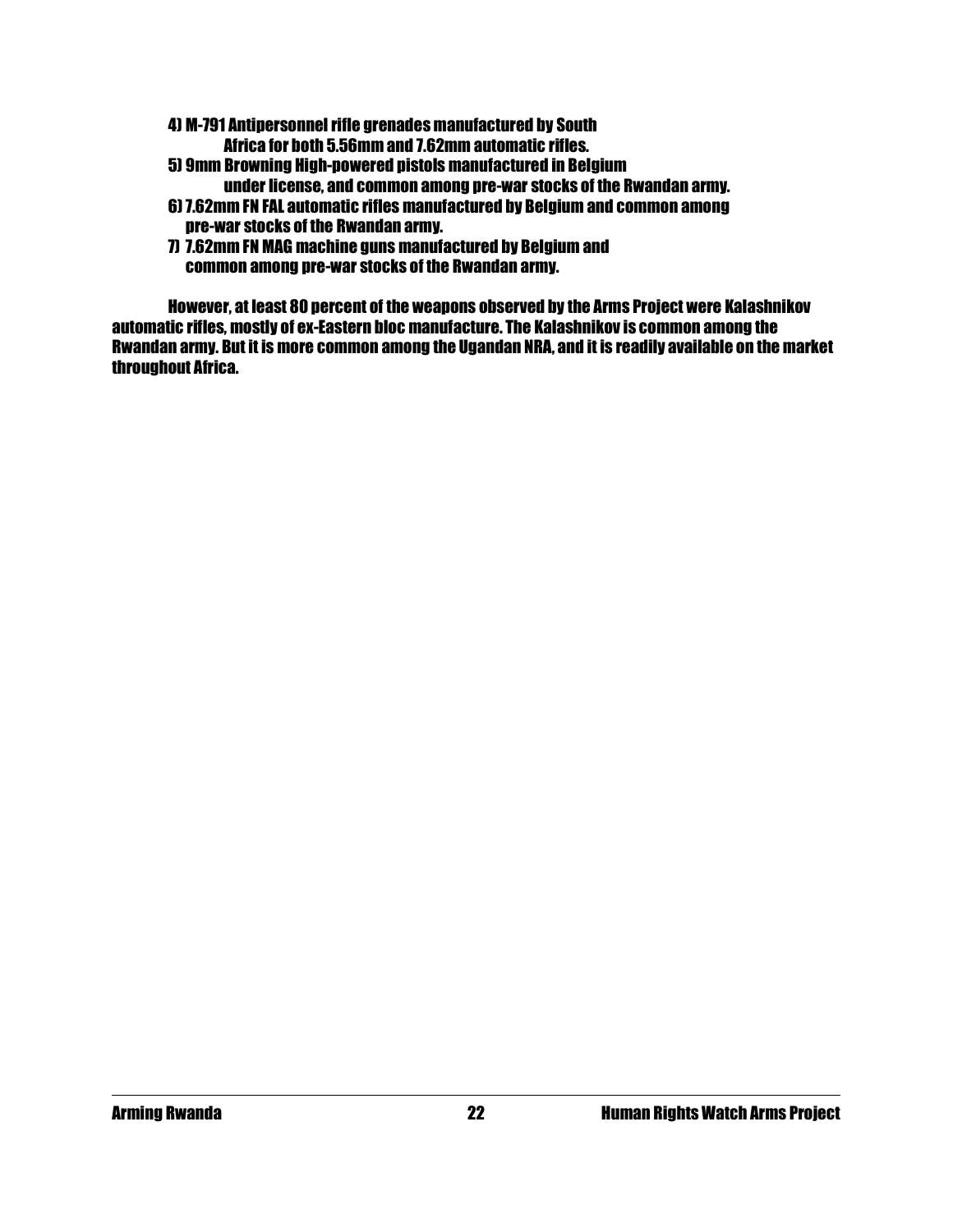4) M-791 Antipersonnel rifle grenades manufactured by South Africa for both 5.56mm and 7.62mm automatic rifles.
5) 9mm Browning High-powered pistols manufactured in Belgium under license, and common among pre-war stocks of the Rwandan army.
6) 7.62mm FN FAL automatic rifles manufactured by Belgium and common among pre-war stocks of the Rwandan army.
7) 7.62mm FN MAG machine guns manufactured by Belgium and common among pre-war stocks of the Rwandan army.

However, at least 80 percent of the weapons observed by the Arms Project were Kalashnikov automatic rifles, mostly of ex-Eastern bloc manufacture. The Kalashnikov is common among the Rwandan army. But it is more common among the Ugandan NRA, and it is readily available on the market throughout Africa.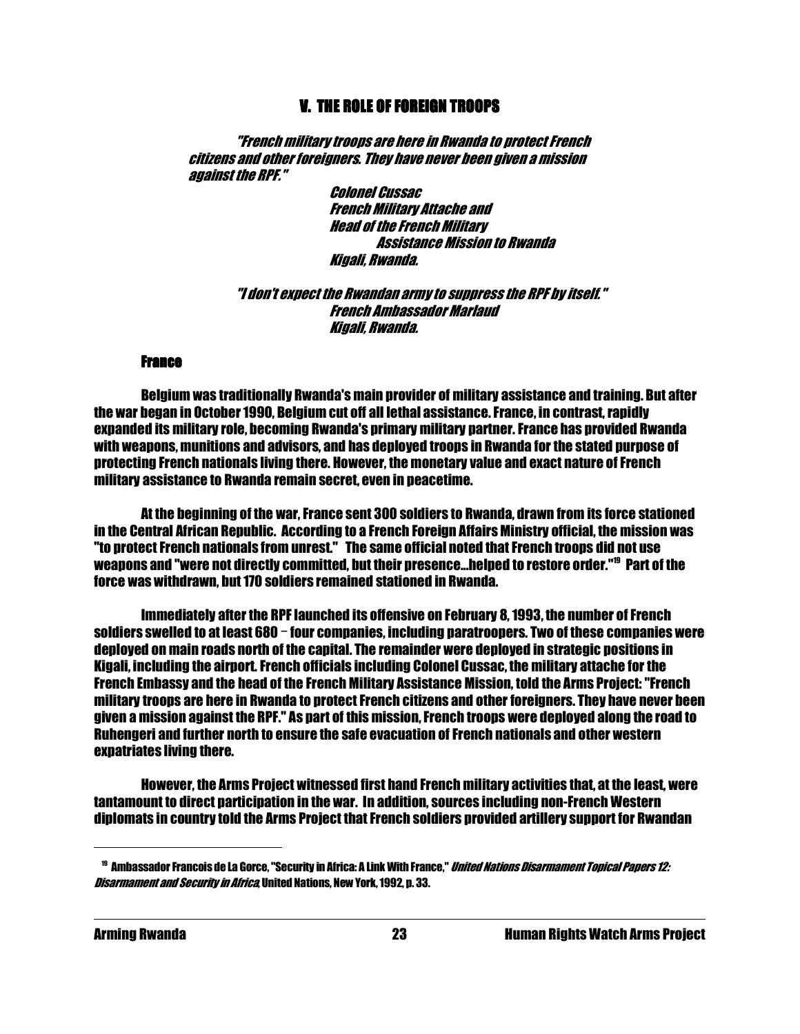## V. THE ROLE OF FOREIGN TROOPS

> *"French military troops are here in Rwanda to protect French citizens and other foreigners. They have never been given a mission against the RPF."*
>
> *Colonel Cussac*
> *French Military Attache and*
> *Head of the French Military*
> *Assistance Mission to Rwanda*
> *Kigali, Rwanda.*

> *"I don't expect the Rwandan army to suppress the RPF by itself."*
> *French Ambassador Marlaud*
> *Kigali, Rwanda.*

### France

Belgium was traditionally Rwanda's main provider of military assistance and training. But after the war began in October 1990, Belgium cut off all lethal assistance. France, in contrast, rapidly expanded its military role, becoming Rwanda's primary military partner. France has provided Rwanda with weapons, munitions and advisors, and has deployed troops in Rwanda for the stated purpose of protecting French nationals living there. However, the monetary value and exact nature of French military assistance to Rwanda remain secret, even in peacetime.

At the beginning of the war, France sent 300 soldiers to Rwanda, drawn from its force stationed in the Central African Republic. According to a French Foreign Affairs Ministry official, the mission was "to protect French nationals from unrest." The same official noted that French troops did not use weapons and "were not directly committed, but their presence...helped to restore order."[19] Part of the force was withdrawn, but 170 soldiers remained stationed in Rwanda.

Immediately after the RPF launched its offensive on February 8, 1993, the number of French soldiers swelled to at least 680 -- four companies, including paratroopers. Two of these companies were deployed on main roads north of the capital. The remainder were deployed in strategic positions in Kigali, including the airport. French officials including Colonel Cussac, the military attache for the French Embassy and the head of the French Military Assistance Mission, told the Arms Project: "French military troops are here in Rwanda to protect French citizens and other foreigners. They have never been given a mission against the RPF." As part of this mission, French troops were deployed along the road to Ruhengeri and further north to ensure the safe evacuation of French nationals and other western expatriates living there.

However, the Arms Project witnessed first hand French military activities that, at the least, were tantamount to direct participation in the war. In addition, sources including non-French Western diplomats in country told the Arms Project that French soldiers provided artillery support for Rwandan

---

[19] Ambassador Francois de La Gorce, "Security in Africa: A Link With France," *United Nations Disarmament Topical Papers 12: Disarmament and Security in Africa*, United Nations, New York, 1992, p. 33.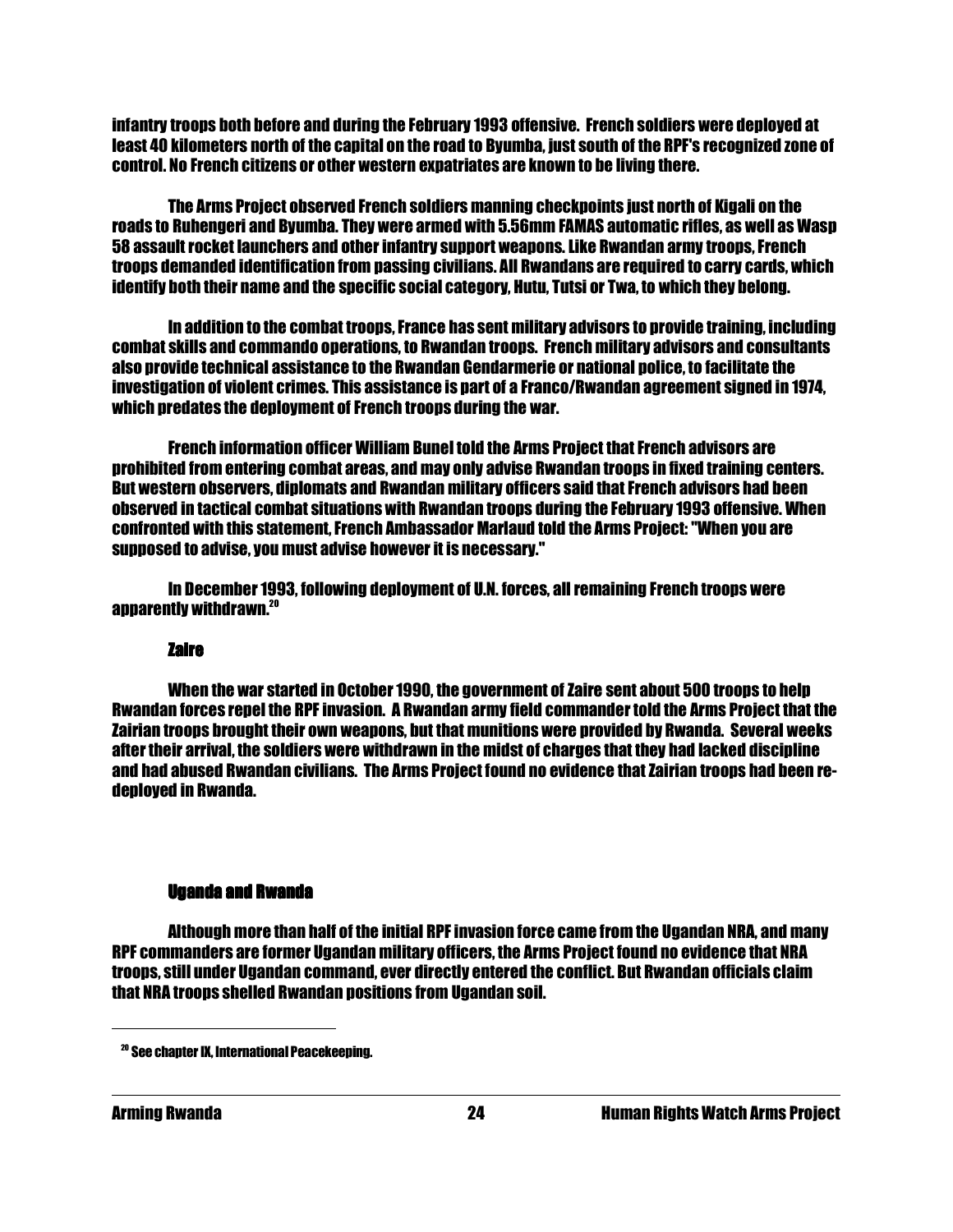infantry troops both before and during the February 1993 offensive. French soldiers were deployed at least 40 kilometers north of the capital on the road to Byumba, just south of the RPF's recognized zone of control. No French citizens or other western expatriates are known to be living there.

The Arms Project observed French soldiers manning checkpoints just north of Kigali on the roads to Ruhengeri and Byumba. They were armed with 5.56mm FAMAS automatic rifles, as well as Wasp 58 assault rocket launchers and other infantry support weapons. Like Rwandan army troops, French troops demanded identification from passing civilians. All Rwandans are required to carry cards, which identify both their name and the specific social category, Hutu, Tutsi or Twa, to which they belong.

In addition to the combat troops, France has sent military advisors to provide training, including combat skills and commando operations, to Rwandan troops. French military advisors and consultants also provide technical assistance to the Rwandan Gendarmerie or national police, to facilitate the investigation of violent crimes. This assistance is part of a Franco/Rwandan agreement signed in 1974, which predates the deployment of French troops during the war.

French information officer William Bunel told the Arms Project that French advisors are prohibited from entering combat areas, and may only advise Rwandan troops in fixed training centers. But western observers, diplomats and Rwandan military officers said that French advisors had been observed in tactical combat situations with Rwandan troops during the February 1993 offensive. When confronted with this statement, French Ambassador Marlaud told the Arms Project: "When you are supposed to advise, you must advise however it is necessary."

In December 1993, following deployment of U.N. forces, all remaining French troops were apparently withdrawn.[20]

### Zaire

When the war started in October 1990, the government of Zaire sent about 500 troops to help Rwandan forces repel the RPF invasion. A Rwandan army field commander told the Arms Project that the Zairian troops brought their own weapons, but that munitions were provided by Rwanda. Several weeks after their arrival, the soldiers were withdrawn in the midst of charges that they had lacked discipline and had abused Rwandan civilians. The Arms Project found no evidence that Zairian troops had been re-deployed in Rwanda.

### Uganda and Rwanda

Although more than half of the initial RPF invasion force came from the Ugandan NRA, and many RPF commanders are former Ugandan military officers, the Arms Project found no evidence that NRA troops, still under Ugandan command, ever directly entered the conflict. But Rwandan officials claim that NRA troops shelled Rwandan positions from Ugandan soil.

---

[20] See chapter IX, International Peacekeeping.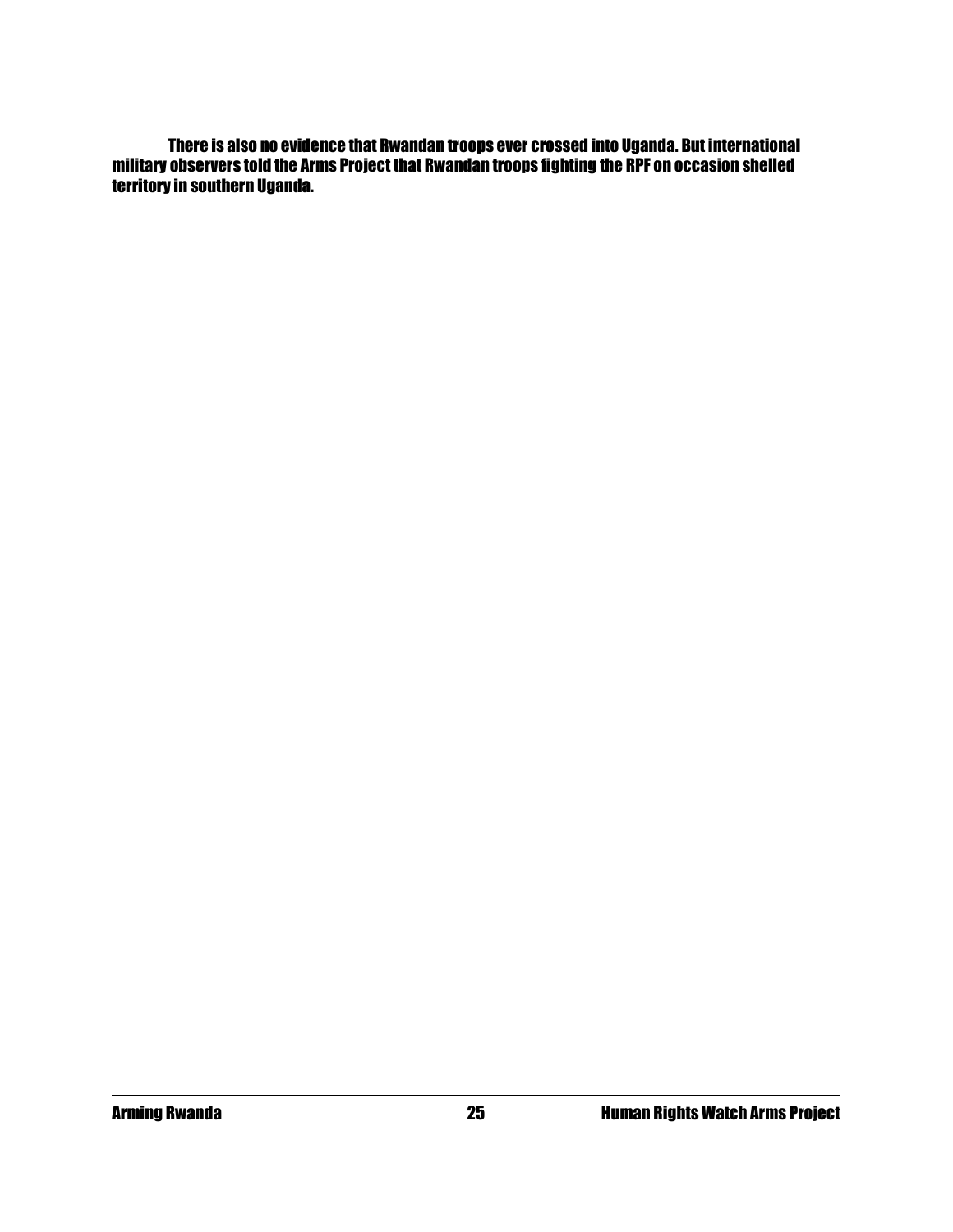There is also no evidence that Rwandan troops ever crossed into Uganda. But international military observers told the Arms Project that Rwandan troops fighting the RPF on occasion shelled territory in southern Uganda.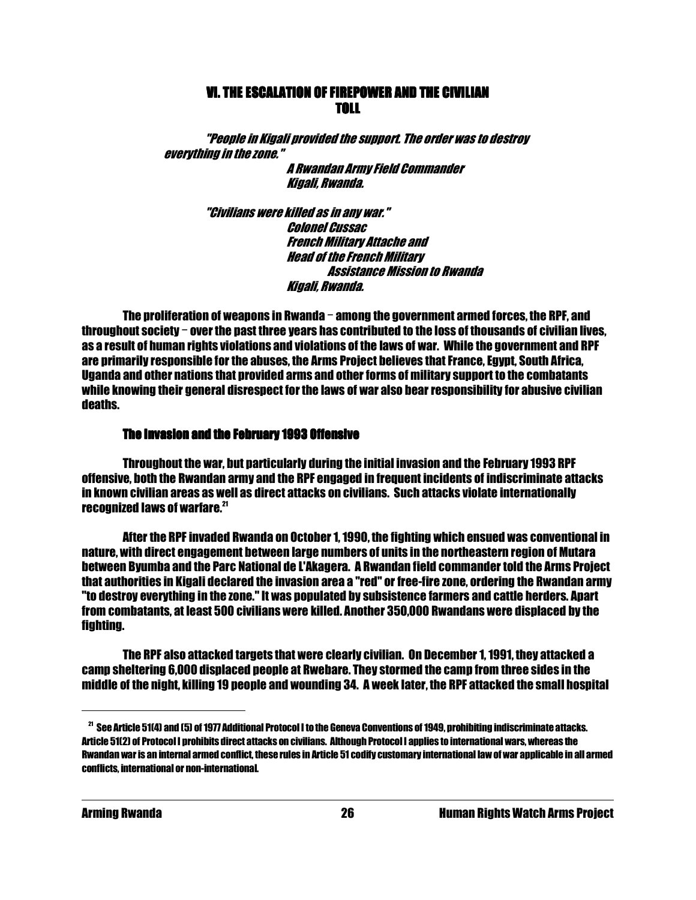## VI. THE ESCALATION OF FIREPOWER AND THE CIVILIAN TOLL

> *"People in Kigali provided the support. The order was to destroy everything in the zone."*
>
> *A Rwandan Army Field Commander*
> *Kigali, Rwanda.*

> *"Civilians were killed as in any war."*
>
> *Colonel Cussac*
> *French Military Attache and*
> *Head of the French Military*
> *Assistance Mission to Rwanda*
> *Kigali, Rwanda.*

The proliferation of weapons in Rwanda – among the government armed forces, the RPF, and throughout society – over the past three years has contributed to the loss of thousands of civilian lives, as a result of human rights violations and violations of the laws of war. While the government and RPF are primarily responsible for the abuses, the Arms Project believes that France, Egypt, South Africa, Uganda and other nations that provided arms and other forms of military support to the combatants while knowing their general disrespect for the laws of war also bear responsibility for abusive civilian deaths.

### The Invasion and the February 1993 Offensive

Throughout the war, but particularly during the initial invasion and the February 1993 RPF offensive, both the Rwandan army and the RPF engaged in frequent incidents of indiscriminate attacks in known civilian areas as well as direct attacks on civilians. Such attacks violate internationally recognized laws of warfare.[21]

After the RPF invaded Rwanda on October 1, 1990, the fighting which ensued was conventional in nature, with direct engagement between large numbers of units in the northeastern region of Mutara between Byumba and the Parc National de L'Akagera. A Rwandan field commander told the Arms Project that authorities in Kigali declared the invasion area a "red" or free-fire zone, ordering the Rwandan army "to destroy everything in the zone." It was populated by subsistence farmers and cattle herders. Apart from combatants, at least 500 civilians were killed. Another 350,000 Rwandans were displaced by the fighting.

The RPF also attacked targets that were clearly civilian. On December 1, 1991, they attacked a camp sheltering 6,000 displaced people at Rwebare. They stormed the camp from three sides in the middle of the night, killing 19 people and wounding 34. A week later, the RPF attacked the small hospital

[21] See Article 51(4) and (5) of 1977 Additional Protocol I to the Geneva Conventions of 1949, prohibiting indiscriminate attacks. Article 51(2) of Protocol I prohibits direct attacks on civilians. Although Protocol I applies to international wars, whereas the Rwandan war is an internal armed conflict, these rules in Article 51 codify customary international law of war applicable in all armed conflicts, international or non-international.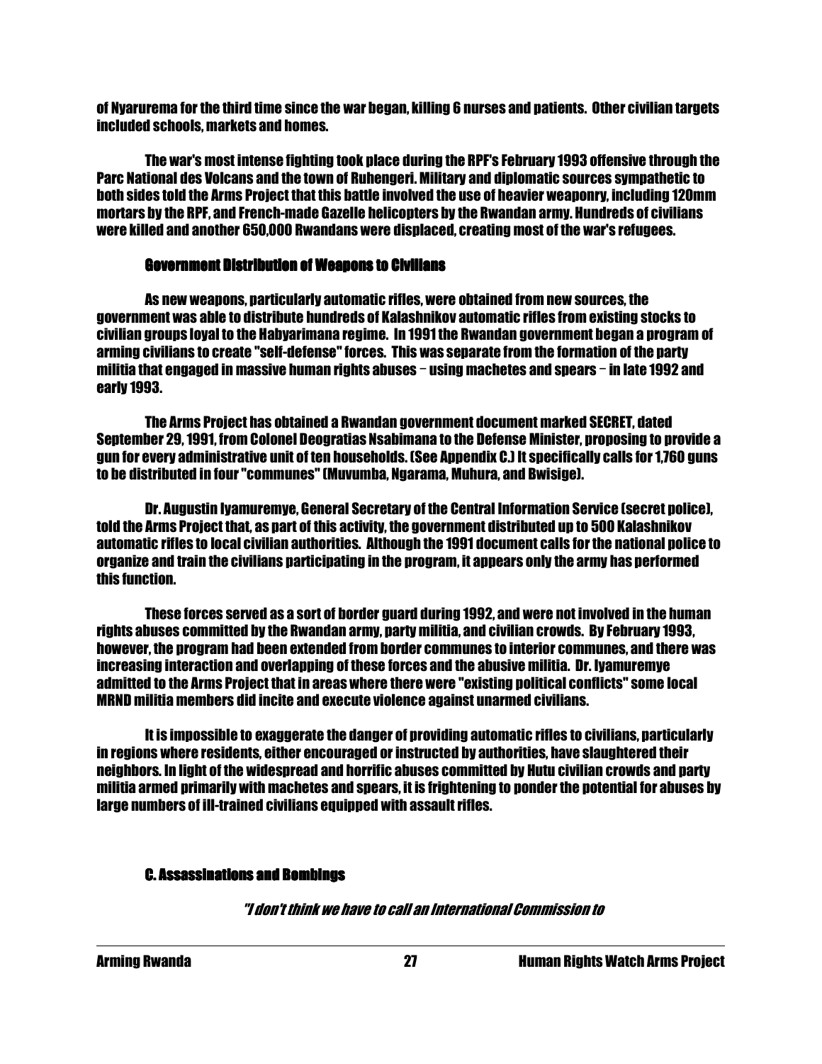of Nyarurema for the third time since the war began, killing 6 nurses and patients. Other civilian targets included schools, markets and homes.

The war's most intense fighting took place during the RPF's February 1993 offensive through the Parc National des Volcans and the town of Ruhengeri. Military and diplomatic sources sympathetic to both sides told the Arms Project that this battle involved the use of heavier weaponry, including 120mm mortars by the RPF, and French-made Gazelle helicopters by the Rwandan army. Hundreds of civilians were killed and another 650,000 Rwandans were displaced, creating most of the war's refugees.

### Government Distribution of Weapons to Civilians

As new weapons, particularly automatic rifles, were obtained from new sources, the government was able to distribute hundreds of Kalashnikov automatic rifles from existing stocks to civilian groups loyal to the Habyarimana regime. In 1991 the Rwandan government began a program of arming civilians to create "self-defense" forces. This was separate from the formation of the party militia that engaged in massive human rights abuses -- using machetes and spears -- in late 1992 and early 1993.

The Arms Project has obtained a Rwandan government document marked SECRET, dated September 29, 1991, from Colonel Deogratias Nsabimana to the Defense Minister, proposing to provide a gun for every administrative unit of ten households. (See Appendix C.) It specifically calls for 1,760 guns to be distributed in four "communes" (Muvumba, Ngarama, Muhura, and Bwisige).

Dr. Augustin Iyamuremye, General Secretary of the Central Information Service (secret police), told the Arms Project that, as part of this activity, the government distributed up to 500 Kalashnikov automatic rifles to local civilian authorities. Although the 1991 document calls for the national police to organize and train the civilians participating in the program, it appears only the army has performed this function.

These forces served as a sort of border guard during 1992, and were not involved in the human rights abuses committed by the Rwandan army, party militia, and civilian crowds. By February 1993, however, the program had been extended from border communes to interior communes, and there was increasing interaction and overlapping of these forces and the abusive militia. Dr. Iyamuremye admitted to the Arms Project that in areas where there were "existing political conflicts" some local MRND militia members did incite and execute violence against unarmed civilians.

It is impossible to exaggerate the danger of providing automatic rifles to civilians, particularly in regions where residents, either encouraged or instructed by authorities, have slaughtered their neighbors. In light of the widespread and horrific abuses committed by Hutu civilian crowds and party militia armed primarily with machetes and spears, it is frightening to ponder the potential for abuses by large numbers of ill-trained civilians equipped with assault rifles.

## C. Assassinations and Bombings

*"I don't think we have to call an International Commission to*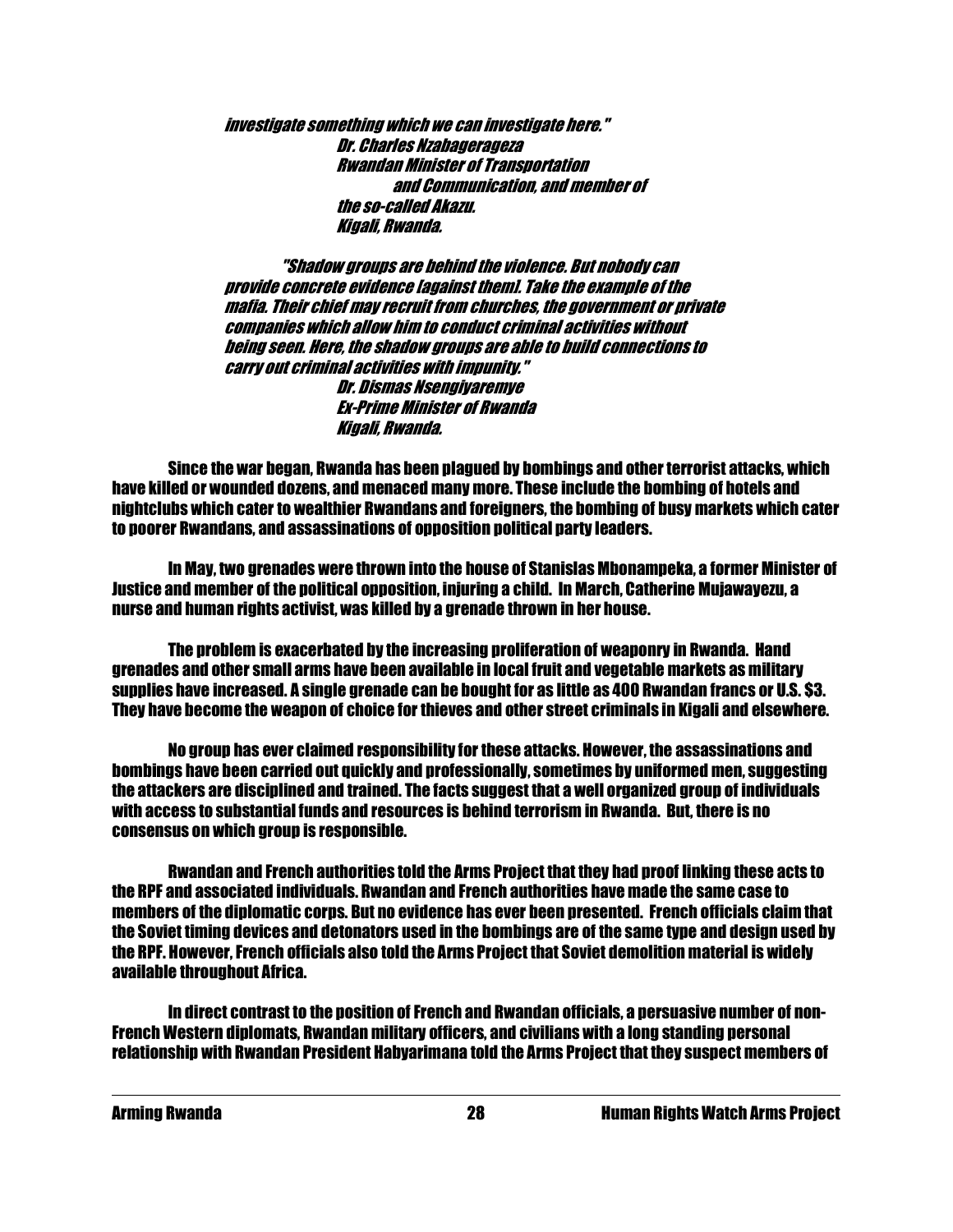*investigate something which we can investigate here."*

*Dr. Charles Nzabagerageza*
*Rwandan Minister of Transportation and Communication, and member of the so-called Akazu.*
*Kigali, Rwanda.*

*"Shadow groups are behind the violence. But nobody can provide concrete evidence [against them]. Take the example of the mafia. Their chief may recruit from churches, the government or private companies which allow him to conduct criminal activities without being seen. Here, the shadow groups are able to build connections to carry out criminal activities with impunity."*

*Dr. Dismas Nsengiyaremye*
*Ex-Prime Minister of Rwanda*
*Kigali, Rwanda.*

Since the war began, Rwanda has been plagued by bombings and other terrorist attacks, which have killed or wounded dozens, and menaced many more. These include the bombing of hotels and nightclubs which cater to wealthier Rwandans and foreigners, the bombing of busy markets which cater to poorer Rwandans, and assassinations of opposition political party leaders.

In May, two grenades were thrown into the house of Stanislas Mbonampeka, a former Minister of Justice and member of the political opposition, injuring a child. In March, Catherine Mujawayezu, a nurse and human rights activist, was killed by a grenade thrown in her house.

The problem is exacerbated by the increasing proliferation of weaponry in Rwanda. Hand grenades and other small arms have been available in local fruit and vegetable markets as military supplies have increased. A single grenade can be bought for as little as 400 Rwandan francs or U.S. $3. They have become the weapon of choice for thieves and other street criminals in Kigali and elsewhere.

No group has ever claimed responsibility for these attacks. However, the assassinations and bombings have been carried out quickly and professionally, sometimes by uniformed men, suggesting the attackers are disciplined and trained. The facts suggest that a well organized group of individuals with access to substantial funds and resources is behind terrorism in Rwanda. But, there is no consensus on which group is responsible.

Rwandan and French authorities told the Arms Project that they had proof linking these acts to the RPF and associated individuals. Rwandan and French authorities have made the same case to members of the diplomatic corps. But no evidence has ever been presented. French officials claim that the Soviet timing devices and detonators used in the bombings are of the same type and design used by the RPF. However, French officials also told the Arms Project that Soviet demolition material is widely available throughout Africa.

In direct contrast to the position of French and Rwandan officials, a persuasive number of non-French Western diplomats, Rwandan military officers, and civilians with a long standing personal relationship with Rwandan President Habyarimana told the Arms Project that they suspect members of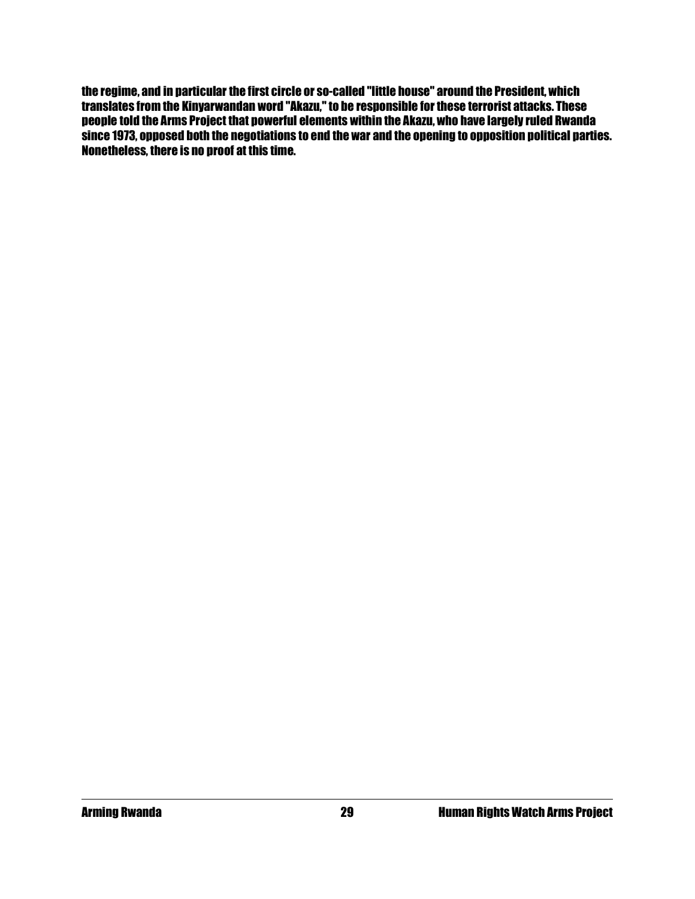the regime, and in particular the first circle or so-called "little house" around the President, which translates from the Kinyarwandan word "Akazu," to be responsible for these terrorist attacks. These people told the Arms Project that powerful elements within the Akazu, who have largely ruled Rwanda since 1973, opposed both the negotiations to end the war and the opening to opposition political parties. Nonetheless, there is no proof at this time.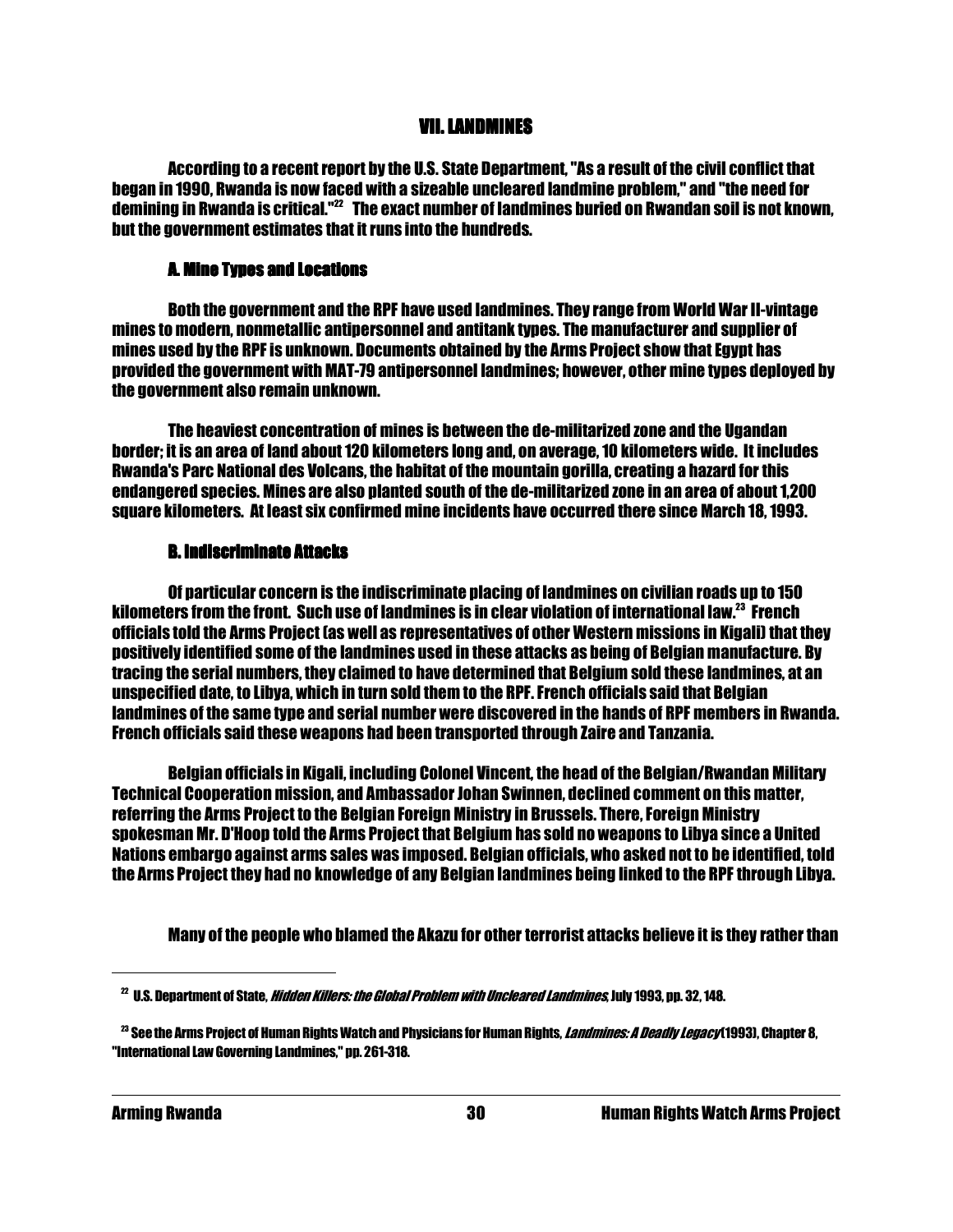## VII. LANDMINES

According to a recent report by the U.S. State Department, "As a result of the civil conflict that began in 1990, Rwanda is now faced with a sizeable uncleared landmine problem," and "the need for demining in Rwanda is critical."[22] The exact number of landmines buried on Rwandan soil is not known, but the government estimates that it runs into the hundreds.

### A. Mine Types and Locations

Both the government and the RPF have used landmines. They range from World War II-vintage mines to modern, nonmetallic antipersonnel and antitank types. The manufacturer and supplier of mines used by the RPF is unknown. Documents obtained by the Arms Project show that Egypt has provided the government with MAT-79 antipersonnel landmines; however, other mine types deployed by the government also remain unknown.

The heaviest concentration of mines is between the de-militarized zone and the Ugandan border; it is an area of land about 120 kilometers long and, on average, 10 kilometers wide. It includes Rwanda's Parc National des Volcans, the habitat of the mountain gorilla, creating a hazard for this endangered species. Mines are also planted south of the de-militarized zone in an area of about 1,200 square kilometers. At least six confirmed mine incidents have occurred there since March 18, 1993.

### B. Indiscriminate Attacks

Of particular concern is the indiscriminate placing of landmines on civilian roads up to 150 kilometers from the front. Such use of landmines is in clear violation of international law.[23] French officials told the Arms Project (as well as representatives of other Western missions in Kigali) that they positively identified some of the landmines used in these attacks as being of Belgian manufacture. By tracing the serial numbers, they claimed to have determined that Belgium sold these landmines, at an unspecified date, to Libya, which in turn sold them to the RPF. French officials said that Belgian landmines of the same type and serial number were discovered in the hands of RPF members in Rwanda. French officials said these weapons had been transported through Zaire and Tanzania.

Belgian officials in Kigali, including Colonel Vincent, the head of the Belgian/Rwandan Military Technical Cooperation mission, and Ambassador Johan Swinnen, declined comment on this matter, referring the Arms Project to the Belgian Foreign Ministry in Brussels. There, Foreign Ministry spokesman Mr. D'Hoop told the Arms Project that Belgium has sold no weapons to Libya since a United Nations embargo against arms sales was imposed. Belgian officials, who asked not to be identified, told the Arms Project they had no knowledge of any Belgian landmines being linked to the RPF through Libya.

Many of the people who blamed the Akazu for other terrorist attacks believe it is they rather than

---

[22] U.S. Department of State, *Hidden Killers: the Global Problem with Uncleared Landmines*, July 1993, pp. 32, 148.

[23] See the Arms Project of Human Rights Watch and Physicians for Human Rights, *Landmines: A Deadly Legacy* (1993), Chapter 8, "International Law Governing Landmines," pp. 261-318.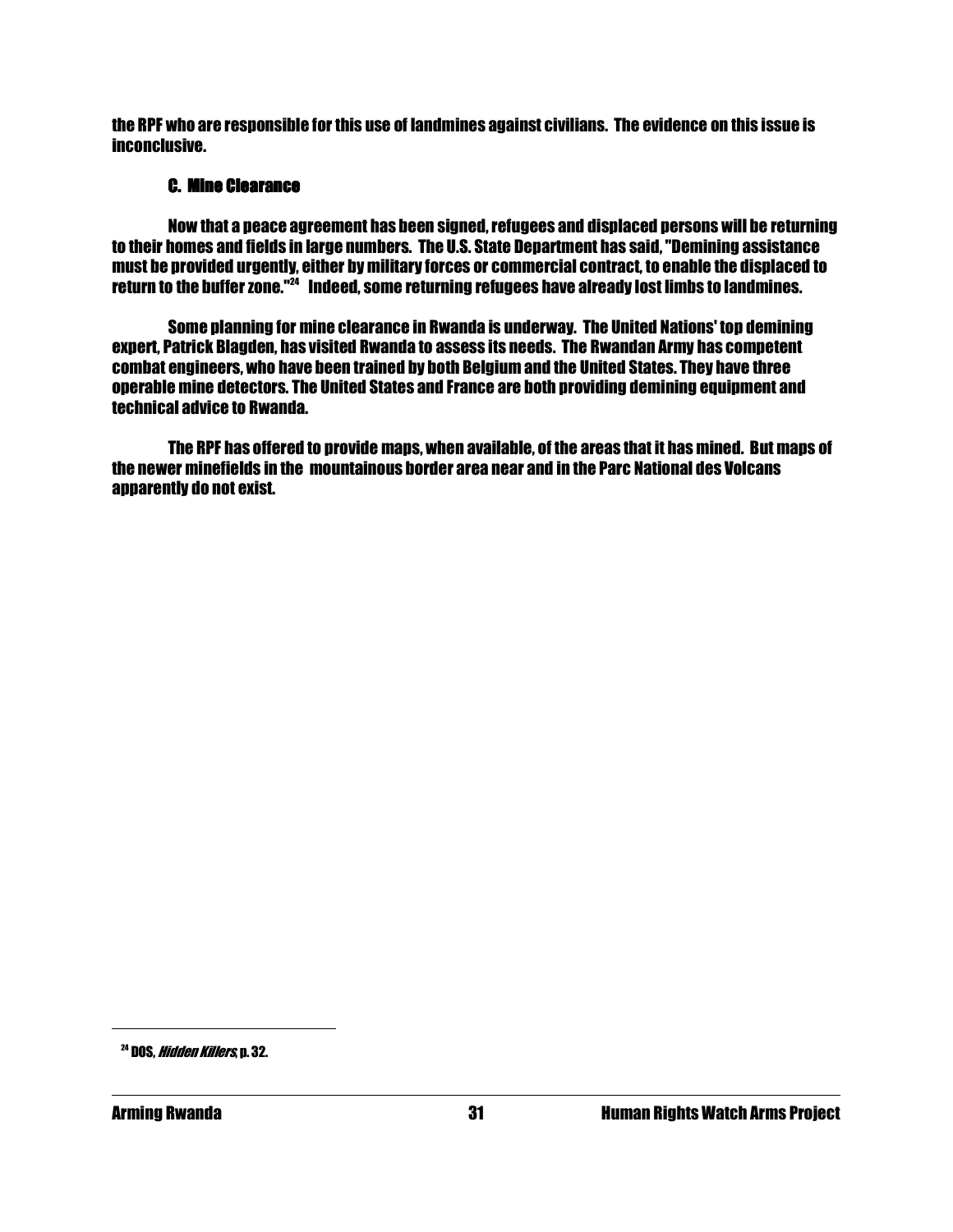the RPF who are responsible for this use of landmines against civilians. The evidence on this issue is inconclusive.

### C. Mine Clearance

Now that a peace agreement has been signed, refugees and displaced persons will be returning to their homes and fields in large numbers. The U.S. State Department has said, "Demining assistance must be provided urgently, either by military forces or commercial contract, to enable the displaced to return to the buffer zone."[24] Indeed, some returning refugees have already lost limbs to landmines.

Some planning for mine clearance in Rwanda is underway. The United Nations' top demining expert, Patrick Blagden, has visited Rwanda to assess its needs. The Rwandan Army has competent combat engineers, who have been trained by both Belgium and the United States. They have three operable mine detectors. The United States and France are both providing demining equipment and technical advice to Rwanda.

The RPF has offered to provide maps, when available, of the areas that it has mined. But maps of the newer minefields in the mountainous border area near and in the Parc National des Volcans apparently do not exist.

---

[24] DOS, *Hidden Killers*, p. 32.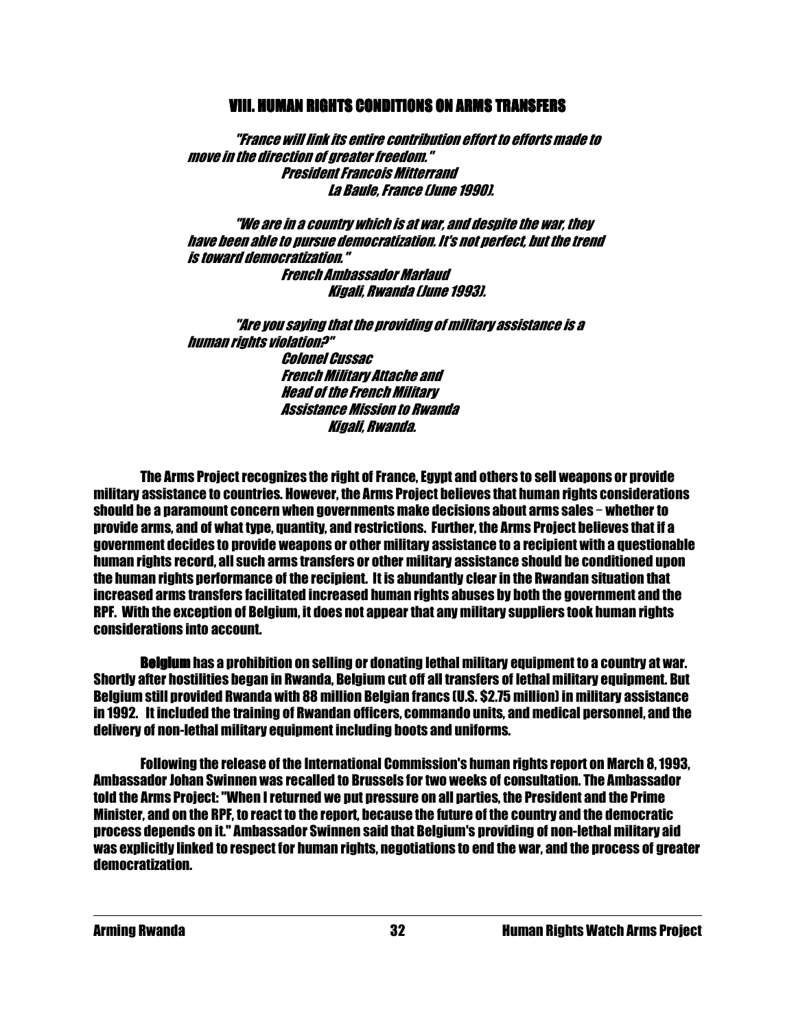## VIII. HUMAN RIGHTS CONDITIONS ON ARMS TRANSFERS

> *"France will link its entire contribution effort to efforts made to move in the direction of greater freedom."*
>
> *President Francois Mitterrand*
> *La Baule, France (June 1990).*

> *"We are in a country which is at war, and despite the war, they have been able to pursue democratization. It's not perfect, but the trend is toward democratization."*
>
> *French Ambassador Marlaud*
> *Kigali, Rwanda (June 1993).*

> *"Are you saying that the providing of military assistance is a human rights violation?"*
>
> *Colonel Cussac*
> *French Military Attache and*
> *Head of the French Military*
> *Assistance Mission to Rwanda*
> *Kigali, Rwanda.*

The Arms Project recognizes the right of France, Egypt and others to sell weapons or provide military assistance to countries. However, the Arms Project believes that human rights considerations should be a paramount concern when governments make decisions about arms sales – whether to provide arms, and of what type, quantity, and restrictions. Further, the Arms Project believes that if a government decides to provide weapons or other military assistance to a recipient with a questionable human rights record, all such arms transfers or other military assistance should be conditioned upon the human rights performance of the recipient. It is abundantly clear in the Rwandan situation that increased arms transfers facilitated increased human rights abuses by both the government and the RPF. With the exception of Belgium, it does not appear that any military suppliers took human rights considerations into account.

**Belgium** has a prohibition on selling or donating lethal military equipment to a country at war. Shortly after hostilities began in Rwanda, Belgium cut off all transfers of lethal military equipment. But Belgium still provided Rwanda with 88 million Belgian francs (U.S. $2.75 million) in military assistance in 1992. It included the training of Rwandan officers, commando units, and medical personnel, and the delivery of non-lethal military equipment including boots and uniforms.

Following the release of the International Commission's human rights report on March 8, 1993, Ambassador Johan Swinnen was recalled to Brussels for two weeks of consultation. The Ambassador told the Arms Project: "When I returned we put pressure on all parties, the President and the Prime Minister, and on the RPF, to react to the report, because the future of the country and the democratic process depends on it." Ambassador Swinnen said that Belgium's providing of non-lethal military aid was explicitly linked to respect for human rights, negotiations to end the war, and the process of greater democratization.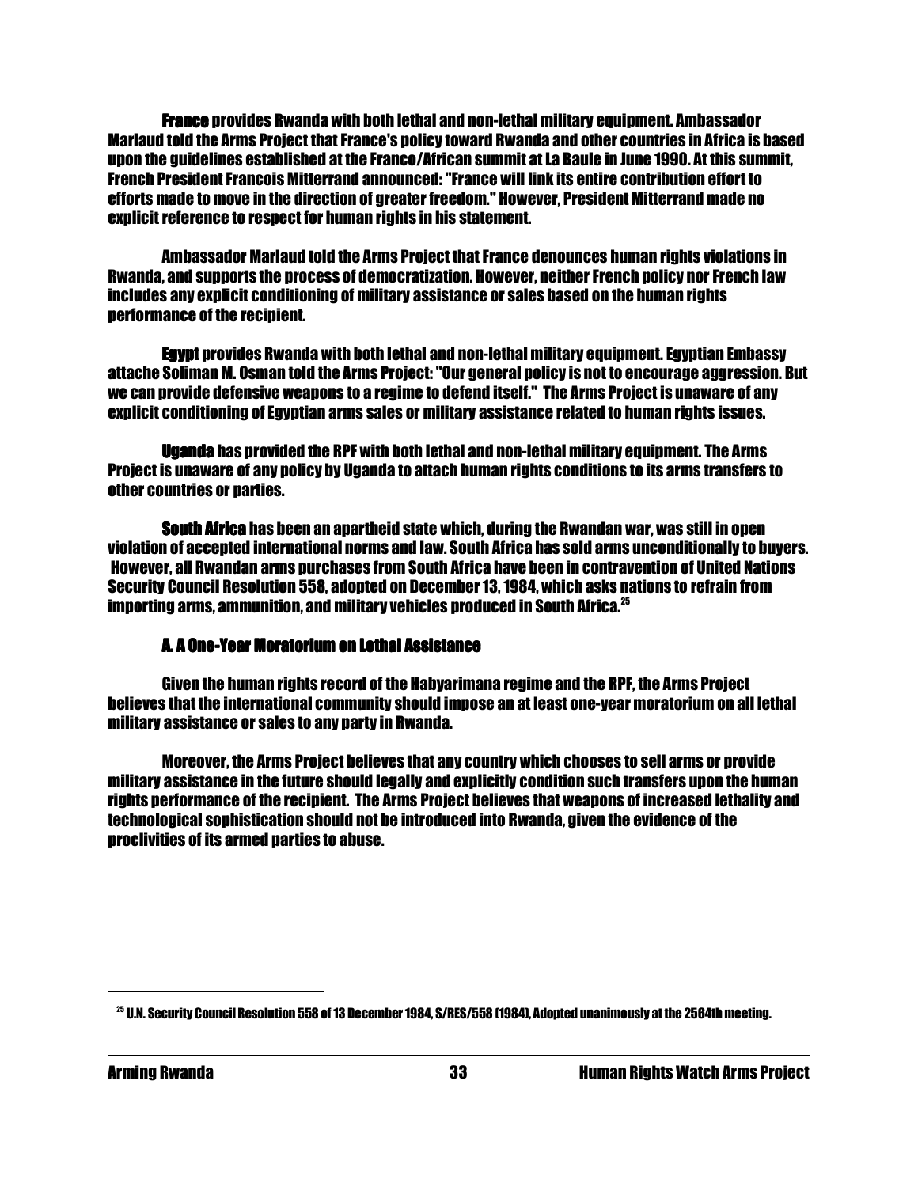**France** provides Rwanda with both lethal and non-lethal military equipment. Ambassador Marlaud told the Arms Project that France's policy toward Rwanda and other countries in Africa is based upon the guidelines established at the Franco/African summit at La Baule in June 1990. At this summit, French President Francois Mitterrand announced: "France will link its entire contribution effort to efforts made to move in the direction of greater freedom." However, President Mitterrand made no explicit reference to respect for human rights in his statement.

Ambassador Marlaud told the Arms Project that France denounces human rights violations in Rwanda, and supports the process of democratization. However, neither French policy nor French law includes any explicit conditioning of military assistance or sales based on the human rights performance of the recipient.

**Egypt** provides Rwanda with both lethal and non-lethal military equipment. Egyptian Embassy attache Soliman M. Osman told the Arms Project: "Our general policy is not to encourage aggression. But we can provide defensive weapons to a regime to defend itself." The Arms Project is unaware of any explicit conditioning of Egyptian arms sales or military assistance related to human rights issues.

**Uganda** has provided the RPF with both lethal and non-lethal military equipment. The Arms Project is unaware of any policy by Uganda to attach human rights conditions to its arms transfers to other countries or parties.

**South Africa** has been an apartheid state which, during the Rwandan war, was still in open violation of accepted international norms and law. South Africa has sold arms unconditionally to buyers. However, all Rwandan arms purchases from South Africa have been in contravention of United Nations Security Council Resolution 558, adopted on December 13, 1984, which asks nations to refrain from importing arms, ammunition, and military vehicles produced in South Africa.[25]

### A. A One-Year Moratorium on Lethal Assistance

Given the human rights record of the Habyarimana regime and the RPF, the Arms Project believes that the international community should impose an at least one-year moratorium on all lethal military assistance or sales to any party in Rwanda.

Moreover, the Arms Project believes that any country which chooses to sell arms or provide military assistance in the future should legally and explicitly condition such transfers upon the human rights performance of the recipient. The Arms Project believes that weapons of increased lethality and technological sophistication should not be introduced into Rwanda, given the evidence of the proclivities of its armed parties to abuse.

---

[25] U.N. Security Council Resolution 558 of 13 December 1984, S/RES/558 (1984), Adopted unanimously at the 2564th meeting.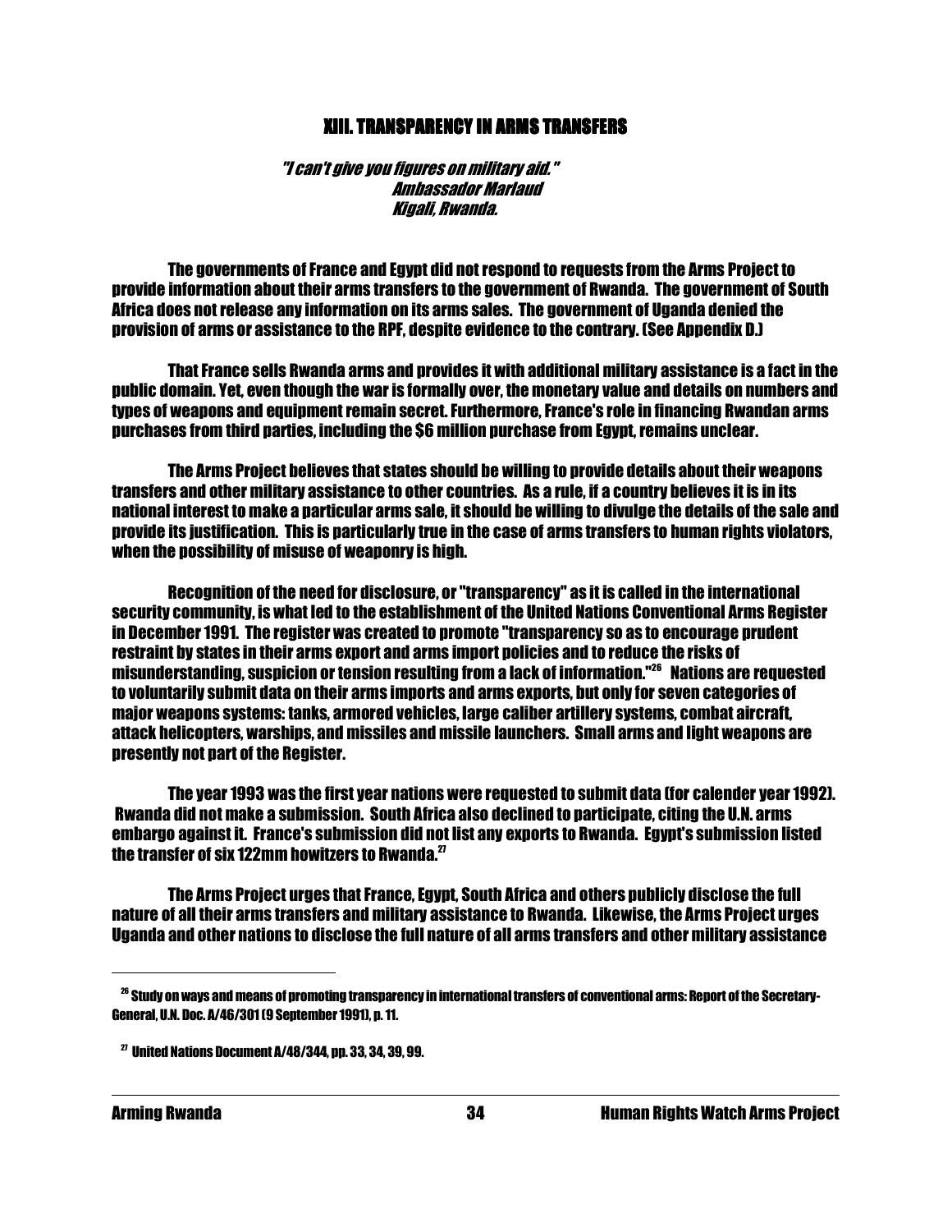## XIII. TRANSPARENCY IN ARMS TRANSFERS

*"I can't give you figures on military aid."*
*Ambassador Marlaud*
*Kigali, Rwanda.*

The governments of France and Egypt did not respond to requests from the Arms Project to provide information about their arms transfers to the government of Rwanda. The government of South Africa does not release any information on its arms sales. The government of Uganda denied the provision of arms or assistance to the RPF, despite evidence to the contrary. (See Appendix D.)

That France sells Rwanda arms and provides it with additional military assistance is a fact in the public domain. Yet, even though the war is formally over, the monetary value and details on numbers and types of weapons and equipment remain secret. Furthermore, France's role in financing Rwandan arms purchases from third parties, including the $6 million purchase from Egypt, remains unclear.

The Arms Project believes that states should be willing to provide details about their weapons transfers and other military assistance to other countries. As a rule, if a country believes it is in its national interest to make a particular arms sale, it should be willing to divulge the details of the sale and provide its justification. This is particularly true in the case of arms transfers to human rights violators, when the possibility of misuse of weaponry is high.

Recognition of the need for disclosure, or "transparency" as it is called in the international security community, is what led to the establishment of the United Nations Conventional Arms Register in December 1991. The register was created to promote "transparency so as to encourage prudent restraint by states in their arms export and arms import policies and to reduce the risks of misunderstanding, suspicion or tension resulting from a lack of information."[26] Nations are requested to voluntarily submit data on their arms imports and arms exports, but only for seven categories of major weapons systems: tanks, armored vehicles, large caliber artillery systems, combat aircraft, attack helicopters, warships, and missiles and missile launchers. Small arms and light weapons are presently not part of the Register.

The year 1993 was the first year nations were requested to submit data (for calender year 1992). Rwanda did not make a submission. South Africa also declined to participate, citing the U.N. arms embargo against it. France's submission did not list any exports to Rwanda. Egypt's submission listed the transfer of six 122mm howitzers to Rwanda.[27]

The Arms Project urges that France, Egypt, South Africa and others publicly disclose the full nature of all their arms transfers and military assistance to Rwanda. Likewise, the Arms Project urges Uganda and other nations to disclose the full nature of all arms transfers and other military assistance

---

[26] Study on ways and means of promoting transparency in international transfers of conventional arms: Report of the Secretary-General, U.N. Doc. A/46/301 (9 September 1991), p. 11.

[27] United Nations Document A/48/344, pp. 33, 34, 39, 99.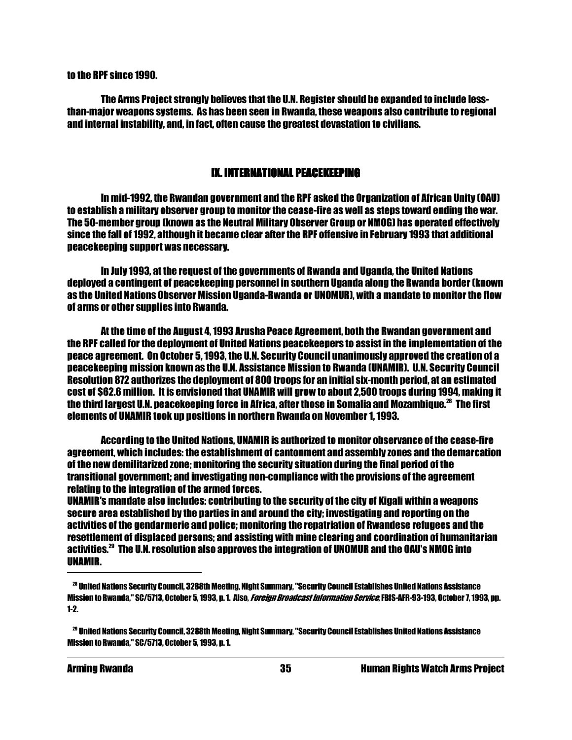to the RPF since 1990.

The Arms Project strongly believes that the U.N. Register should be expanded to include less-than-major weapons systems. As has been seen in Rwanda, these weapons also contribute to regional and internal instability, and, in fact, often cause the greatest devastation to civilians.

## IX. INTERNATIONAL PEACEKEEPING

In mid-1992, the Rwandan government and the RPF asked the Organization of African Unity (OAU) to establish a military observer group to monitor the cease-fire as well as steps toward ending the war. The 50-member group (known as the Neutral Military Observer Group or NMOG) has operated effectively since the fall of 1992, although it became clear after the RPF offensive in February 1993 that additional peacekeeping support was necessary.

In July 1993, at the request of the governments of Rwanda and Uganda, the United Nations deployed a contingent of peacekeeping personnel in southern Uganda along the Rwanda border (known as the United Nations Observer Mission Uganda-Rwanda or UNOMUR), with a mandate to monitor the flow of arms or other supplies into Rwanda.

At the time of the August 4, 1993 Arusha Peace Agreement, both the Rwandan government and the RPF called for the deployment of United Nations peacekeepers to assist in the implementation of the peace agreement. On October 5, 1993, the U.N. Security Council unanimously approved the creation of a peacekeeping mission known as the U.N. Assistance Mission to Rwanda (UNAMIR). U.N. Security Council Resolution 872 authorizes the deployment of 800 troops for an initial six-month period, at an estimated cost of $62.6 million. It is envisioned that UNAMIR will grow to about 2,500 troops during 1994, making it the third largest U.N. peacekeeping force in Africa, after those in Somalia and Mozambique.[28] The first elements of UNAMIR took up positions in northern Rwanda on November 1, 1993.

According to the United Nations, UNAMIR is authorized to monitor observance of the cease-fire agreement, which includes: the establishment of cantonment and assembly zones and the demarcation of the new demilitarized zone; monitoring the security situation during the final period of the transitional government; and investigating non-compliance with the provisions of the agreement relating to the integration of the armed forces.
UNAMIR's mandate also includes: contributing to the security of the city of Kigali within a weapons secure area established by the parties in and around the city; investigating and reporting on the activities of the gendarmerie and police; monitoring the repatriation of Rwandese refugees and the resettlement of displaced persons; and assisting with mine clearing and coordination of humanitarian activities.[29] The U.N. resolution also approves the integration of UNOMUR and the OAU's NMOG into UNAMIR.

---

[28] United Nations Security Council, 3288th Meeting, Night Summary, "Security Council Establishes United Nations Assistance Mission to Rwanda," SC/5713, October 5, 1993, p. 1. Also, *Foreign Broadcast Information Service*, FBIS-AFR-93-193, October 7, 1993, pp. 1-2.

[29] United Nations Security Council, 3288th Meeting, Night Summary, "Security Council Establishes United Nations Assistance Mission to Rwanda," SC/5713, October 5, 1993, p. 1.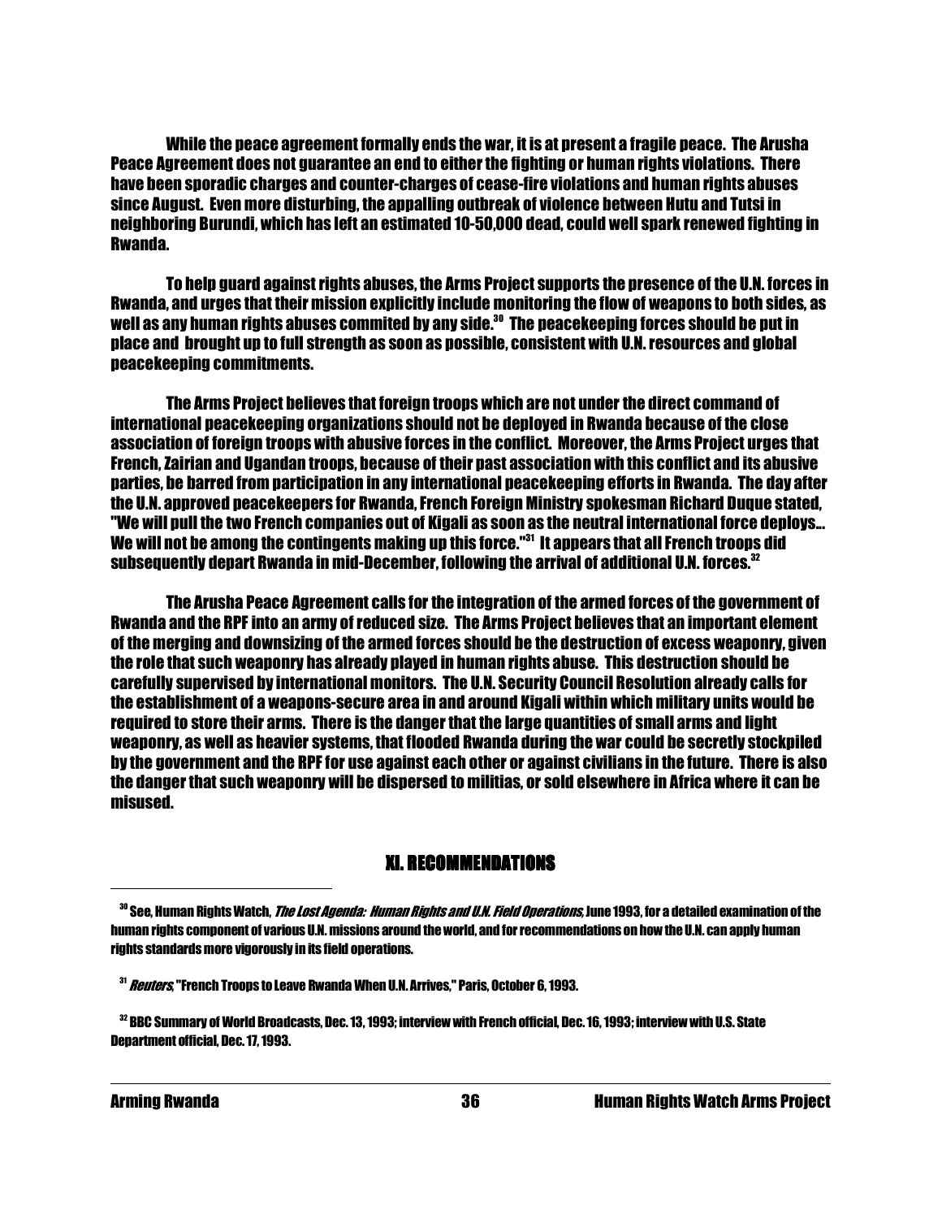While the peace agreement formally ends the war, it is at present a fragile peace. The Arusha Peace Agreement does not guarantee an end to either the fighting or human rights violations. There have been sporadic charges and counter-charges of cease-fire violations and human rights abuses since August. Even more disturbing, the appalling outbreak of violence between Hutu and Tutsi in neighboring Burundi, which has left an estimated 10-50,000 dead, could well spark renewed fighting in Rwanda.

To help guard against rights abuses, the Arms Project supports the presence of the U.N. forces in Rwanda, and urges that their mission explicitly include monitoring the flow of weapons to both sides, as well as any human rights abuses commited by any side.[30] The peacekeeping forces should be put in place and brought up to full strength as soon as possible, consistent with U.N. resources and global peacekeeping commitments.

The Arms Project believes that foreign troops which are not under the direct command of international peacekeeping organizations should not be deployed in Rwanda because of the close association of foreign troops with abusive forces in the conflict. Moreover, the Arms Project urges that French, Zairian and Ugandan troops, because of their past association with this conflict and its abusive parties, be barred from participation in any international peacekeeping efforts in Rwanda. The day after the U.N. approved peacekeepers for Rwanda, French Foreign Ministry spokesman Richard Duque stated, "We will pull the two French companies out of Kigali as soon as the neutral international force deploys... We will not be among the contingents making up this force."[31] It appears that all French troops did subsequently depart Rwanda in mid-December, following the arrival of additional U.N. forces.[32]

The Arusha Peace Agreement calls for the integration of the armed forces of the government of Rwanda and the RPF into an army of reduced size. The Arms Project believes that an important element of the merging and downsizing of the armed forces should be the destruction of excess weaponry, given the role that such weaponry has already played in human rights abuse. This destruction should be carefully supervised by international monitors. The U.N. Security Council Resolution already calls for the establishment of a weapons-secure area in and around Kigali within which military units would be required to store their arms. There is the danger that the large quantities of small arms and light weaponry, as well as heavier systems, that flooded Rwanda during the war could be secretly stockpiled by the government and the RPF for use against each other or against civilians in the future. There is also the danger that such weaponry will be dispersed to militias, or sold elsewhere in Africa where it can be misused.

## XI. RECOMMENDATIONS

---

[30] See, Human Rights Watch, *The Lost Agenda: Human Rights and U.N. Field Operations*, June 1993, for a detailed examination of the human rights component of various U.N. missions around the world, and for recommendations on how the U.N. can apply human rights standards more vigorously in its field operations.

[31] *Reuters*, "French Troops to Leave Rwanda When U.N. Arrives," Paris, October 6, 1993.

[32] BBC Summary of World Broadcasts, Dec. 13, 1993; interview with French official, Dec. 16, 1993; interview with U.S. State Department official, Dec. 17, 1993.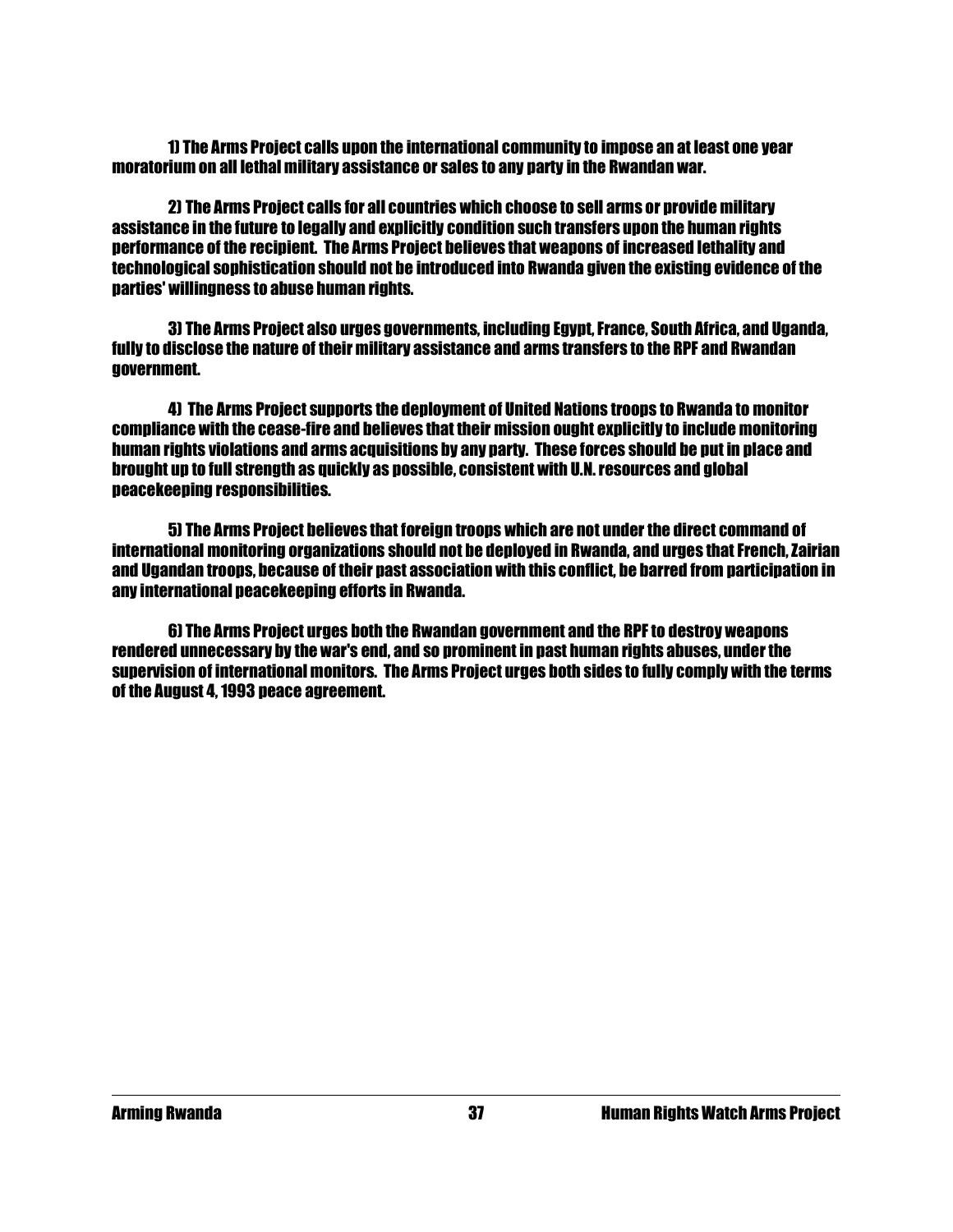1) The Arms Project calls upon the international community to impose an at least one year moratorium on all lethal military assistance or sales to any party in the Rwandan war.

2) The Arms Project calls for all countries which choose to sell arms or provide military assistance in the future to legally and explicitly condition such transfers upon the human rights performance of the recipient. The Arms Project believes that weapons of increased lethality and technological sophistication should not be introduced into Rwanda given the existing evidence of the parties' willingness to abuse human rights.

3) The Arms Project also urges governments, including Egypt, France, South Africa, and Uganda, fully to disclose the nature of their military assistance and arms transfers to the RPF and Rwandan government.

4) The Arms Project supports the deployment of United Nations troops to Rwanda to monitor compliance with the cease-fire and believes that their mission ought explicitly to include monitoring human rights violations and arms acquisitions by any party. These forces should be put in place and brought up to full strength as quickly as possible, consistent with U.N. resources and global peacekeeping responsibilities.

5) The Arms Project believes that foreign troops which are not under the direct command of international monitoring organizations should not be deployed in Rwanda, and urges that French, Zairian and Ugandan troops, because of their past association with this conflict, be barred from participation in any international peacekeeping efforts in Rwanda.

6) The Arms Project urges both the Rwandan government and the RPF to destroy weapons rendered unnecessary by the war's end, and so prominent in past human rights abuses, under the supervision of international monitors. The Arms Project urges both sides to fully comply with the terms of the August 4, 1993 peace agreement.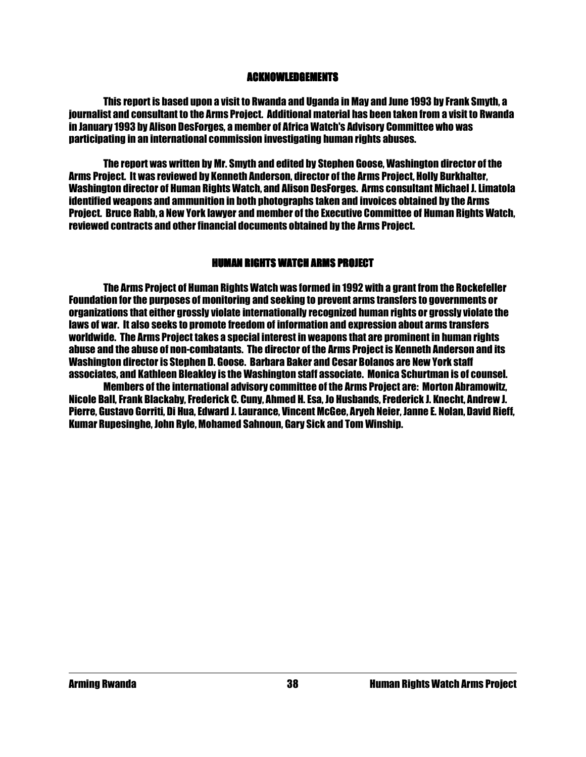## ACKNOWLEDGEMENTS

This report is based upon a visit to Rwanda and Uganda in May and June 1993 by Frank Smyth, a journalist and consultant to the Arms Project. Additional material has been taken from a visit to Rwanda in January 1993 by Alison DesForges, a member of Africa Watch's Advisory Committee who was participating in an international commission investigating human rights abuses.

The report was written by Mr. Smyth and edited by Stephen Goose, Washington director of the Arms Project. It was reviewed by Kenneth Anderson, director of the Arms Project, Holly Burkhalter, Washington director of Human Rights Watch, and Alison DesForges. Arms consultant Michael J. Limatola identified weapons and ammunition in both photographs taken and invoices obtained by the Arms Project. Bruce Rabb, a New York lawyer and member of the Executive Committee of Human Rights Watch, reviewed contracts and other financial documents obtained by the Arms Project.

## HUMAN RIGHTS WATCH ARMS PROJECT

The Arms Project of Human Rights Watch was formed in 1992 with a grant from the Rockefeller Foundation for the purposes of monitoring and seeking to prevent arms transfers to governments or organizations that either grossly violate internationally recognized human rights or grossly violate the laws of war. It also seeks to promote freedom of information and expression about arms transfers worldwide. The Arms Project takes a special interest in weapons that are prominent in human rights abuse and the abuse of non-combatants. The director of the Arms Project is Kenneth Anderson and its Washington director is Stephen D. Goose. Barbara Baker and Cesar Bolanos are New York staff associates, and Kathleen Bleakley is the Washington staff associate. Monica Schurtman is of counsel.

Members of the international advisory committee of the Arms Project are: Morton Abramowitz, Nicole Ball, Frank Blackaby, Frederick C. Cuny, Ahmed H. Esa, Jo Husbands, Frederick J. Knecht, Andrew J. Pierre, Gustavo Gorriti, Di Hua, Edward J. Laurance, Vincent McGee, Aryeh Neier, Janne E. Nolan, David Rieff, Kumar Rupesinghe, John Ryle, Mohamed Sahnoun, Gary Sick and Tom Winship.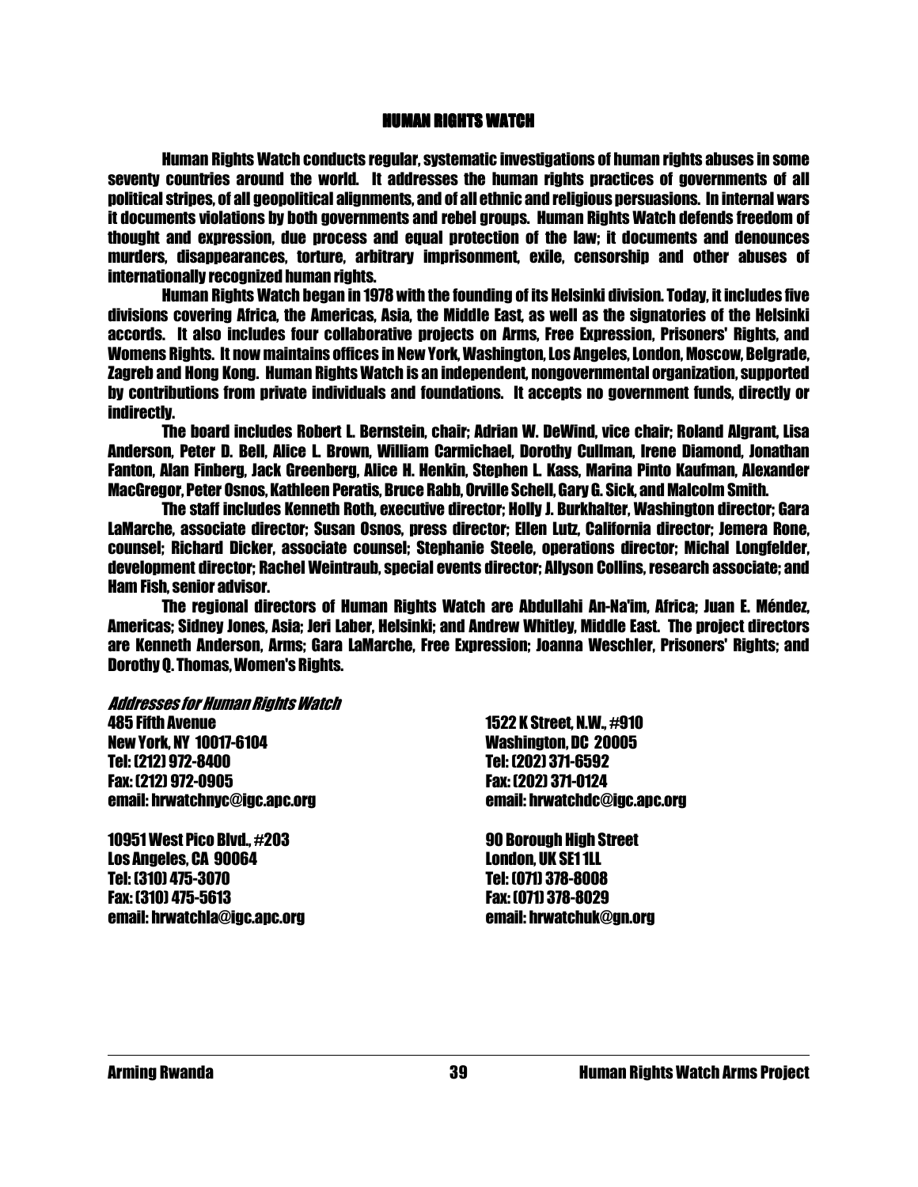## HUMAN RIGHTS WATCH

Human Rights Watch conducts regular, systematic investigations of human rights abuses in some seventy countries around the world. It addresses the human rights practices of governments of all political stripes, of all geopolitical alignments, and of all ethnic and religious persuasions. In internal wars it documents violations by both governments and rebel groups. Human Rights Watch defends freedom of thought and expression, due process and equal protection of the law; it documents and denounces murders, disappearances, torture, arbitrary imprisonment, exile, censorship and other abuses of internationally recognized human rights.

Human Rights Watch began in 1978 with the founding of its Helsinki division. Today, it includes five divisions covering Africa, the Americas, Asia, the Middle East, as well as the signatories of the Helsinki accords. It also includes four collaborative projects on Arms, Free Expression, Prisoners' Rights, and Womens Rights. It now maintains offices in New York, Washington, Los Angeles, London, Moscow, Belgrade, Zagreb and Hong Kong. Human Rights Watch is an independent, nongovernmental organization, supported by contributions from private individuals and foundations. It accepts no government funds, directly or indirectly.

The board includes Robert L. Bernstein, chair; Adrian W. DeWind, vice chair; Roland Algrant, Lisa Anderson, Peter D. Bell, Alice L. Brown, William Carmichael, Dorothy Cullman, Irene Diamond, Jonathan Fanton, Alan Finberg, Jack Greenberg, Alice H. Henkin, Stephen L. Kass, Marina Pinto Kaufman, Alexander MacGregor, Peter Osnos, Kathleen Peratis, Bruce Rabb, Orville Schell, Gary G. Sick, and Malcolm Smith.

The staff includes Kenneth Roth, executive director; Holly J. Burkhalter, Washington director; Gara LaMarche, associate director; Susan Osnos, press director; Ellen Lutz, California director; Jemera Rone, counsel; Richard Dicker, associate counsel; Stephanie Steele, operations director; Michal Longfelder, development director; Rachel Weintraub, special events director; Allyson Collins, research associate; and Ham Fish, senior advisor.

The regional directors of Human Rights Watch are Abdullahi An-Na'im, Africa; Juan E. Méndez, Americas; Sidney Jones, Asia; Jeri Laber, Helsinki; and Andrew Whitley, Middle East. The project directors are Kenneth Anderson, Arms; Gara LaMarche, Free Expression; Joanna Weschler, Prisoners' Rights; and Dorothy Q. Thomas, Women's Rights.

*Addresses for Human Rights Watch*

485 Fifth Avenue
New York, NY 10017-6104
Tel: (212) 972-8400
Fax: (212) 972-0905
email: hrwatchnyc@igc.apc.org

1522 K Street, N.W., #910
Washington, DC 20005
Tel: (202) 371-6592
Fax: (202) 371-0124
email: hrwatchdc@igc.apc.org

10951 West Pico Blvd., #203
Los Angeles, CA 90064
Tel: (310) 475-3070
Fax: (310) 475-5613
email: hrwatchla@igc.apc.org

90 Borough High Street
London, UK SE1 1LL
Tel: (071) 378-8008
Fax: (071) 378-8029
email: hrwatchuk@gn.org